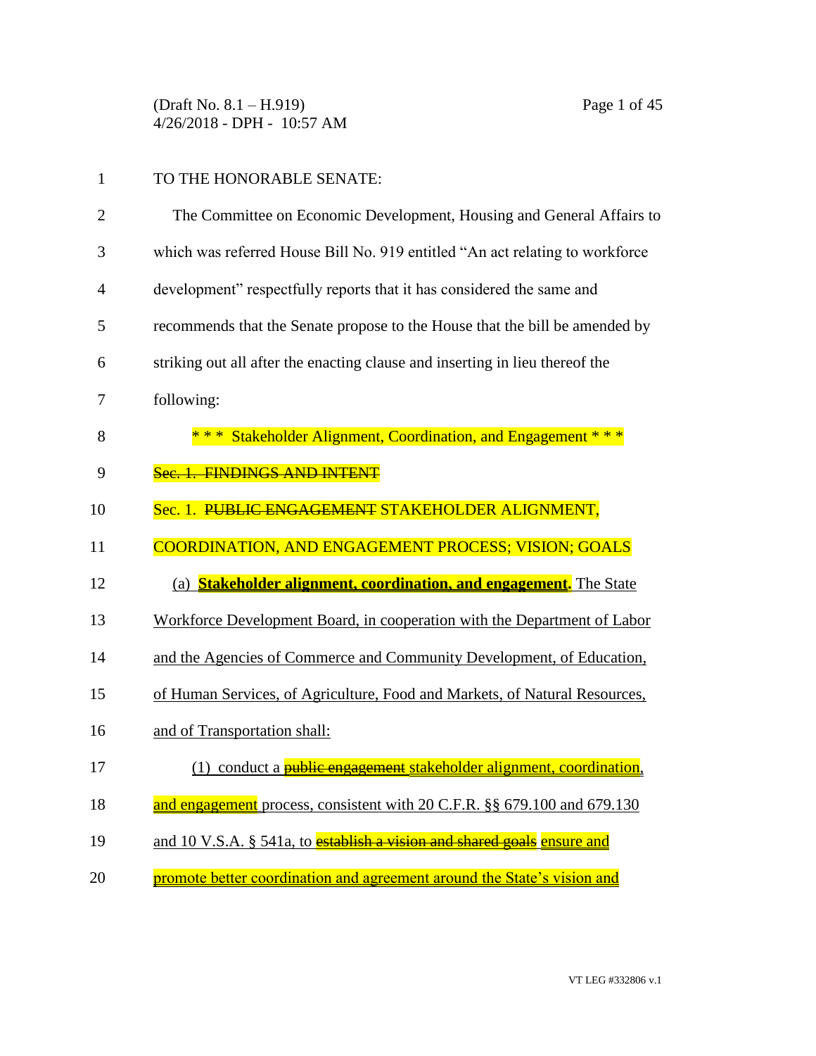TO THE HONORABLE SENATE:

The Committee on Economic Development, Housing and General Affairs to which was referred House Bill No. 919 entitled "An act relating to workforce development" respectfully reports that it has considered the same and recommends that the Senate propose to the House that the bill be amended by striking out all after the enacting clause and inserting in lieu thereof the following:

\* \* \* Stakeholder Alignment, Coordination, and Engagement \* \* \*

~~Sec. 1. FINDINGS AND INTENT~~

Sec. 1. ~~PUBLIC ENGAGEMENT~~ STAKEHOLDER ALIGNMENT, COORDINATION, AND ENGAGEMENT PROCESS; VISION; GOALS

(a) **Stakeholder alignment, coordination, and engagement.** The State Workforce Development Board, in cooperation with the Department of Labor and the Agencies of Commerce and Community Development, of Education, of Human Services, of Agriculture, Food and Markets, of Natural Resources, and of Transportation shall:

(1) conduct a ~~public engagement~~ stakeholder alignment, coordination, and engagement process, consistent with 20 C.F.R. §§ 679.100 and 679.130 and 10 V.S.A. § 541a, to ~~establish a vision and shared goals~~ ensure and promote better coordination and agreement around the State's vision and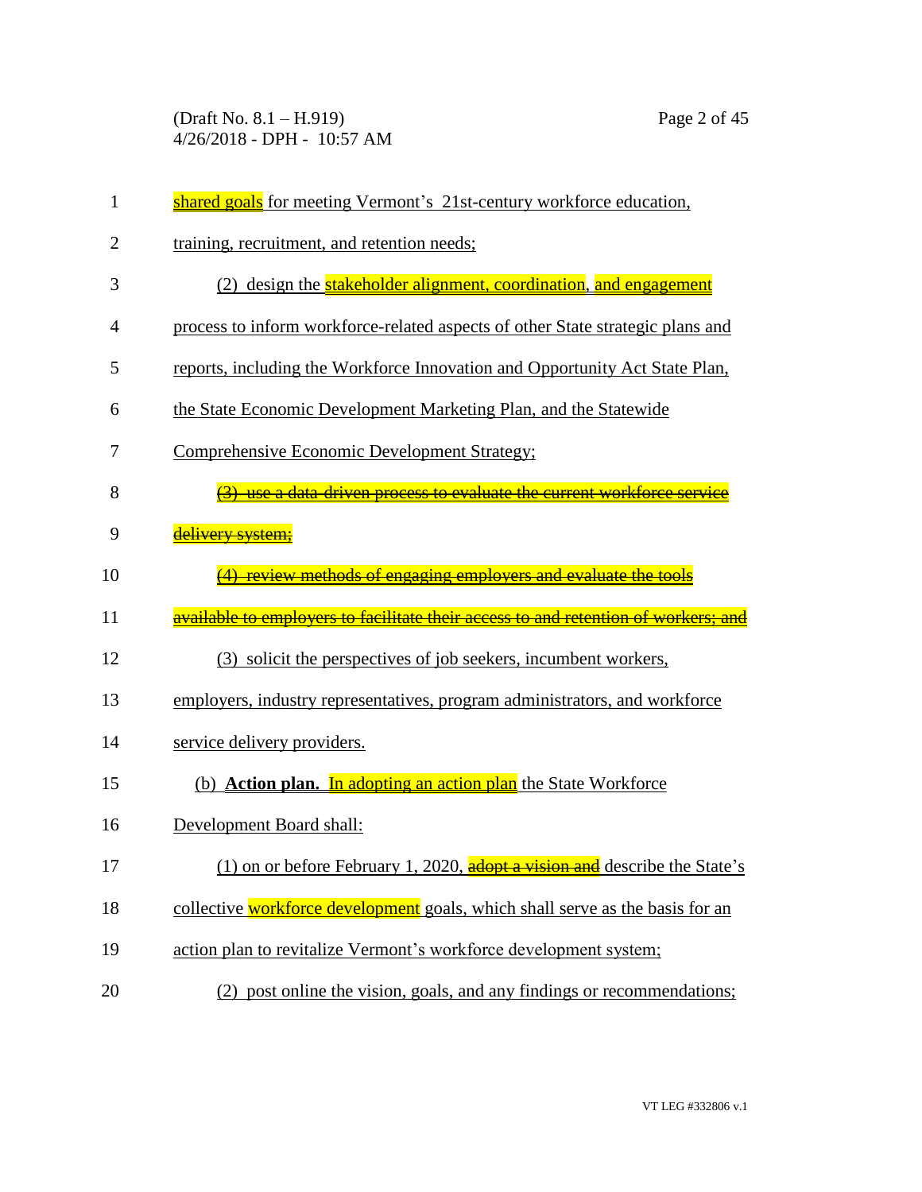shared goals for meeting Vermont's 21st-century workforce education, training, recruitment, and retention needs;

(2) design the stakeholder alignment, coordination, and engagement process to inform workforce-related aspects of other State strategic plans and reports, including the Workforce Innovation and Opportunity Act State Plan, the State Economic Development Marketing Plan, and the Statewide Comprehensive Economic Development Strategy;

~~(3) use a data-driven process to evaluate the current workforce service delivery system;~~

~~(4) review methods of engaging employers and evaluate the tools available to employers to facilitate their access to and retention of workers; and~~

(3) solicit the perspectives of job seekers, incumbent workers, employers, industry representatives, program administrators, and workforce service delivery providers.

(b) **Action plan.** In adopting an action plan the State Workforce Development Board shall:

(1) on or before February 1, 2020, ~~adopt a vision and~~ describe the State's collective workforce development goals, which shall serve as the basis for an action plan to revitalize Vermont's workforce development system;

(2) post online the vision, goals, and any findings or recommendations;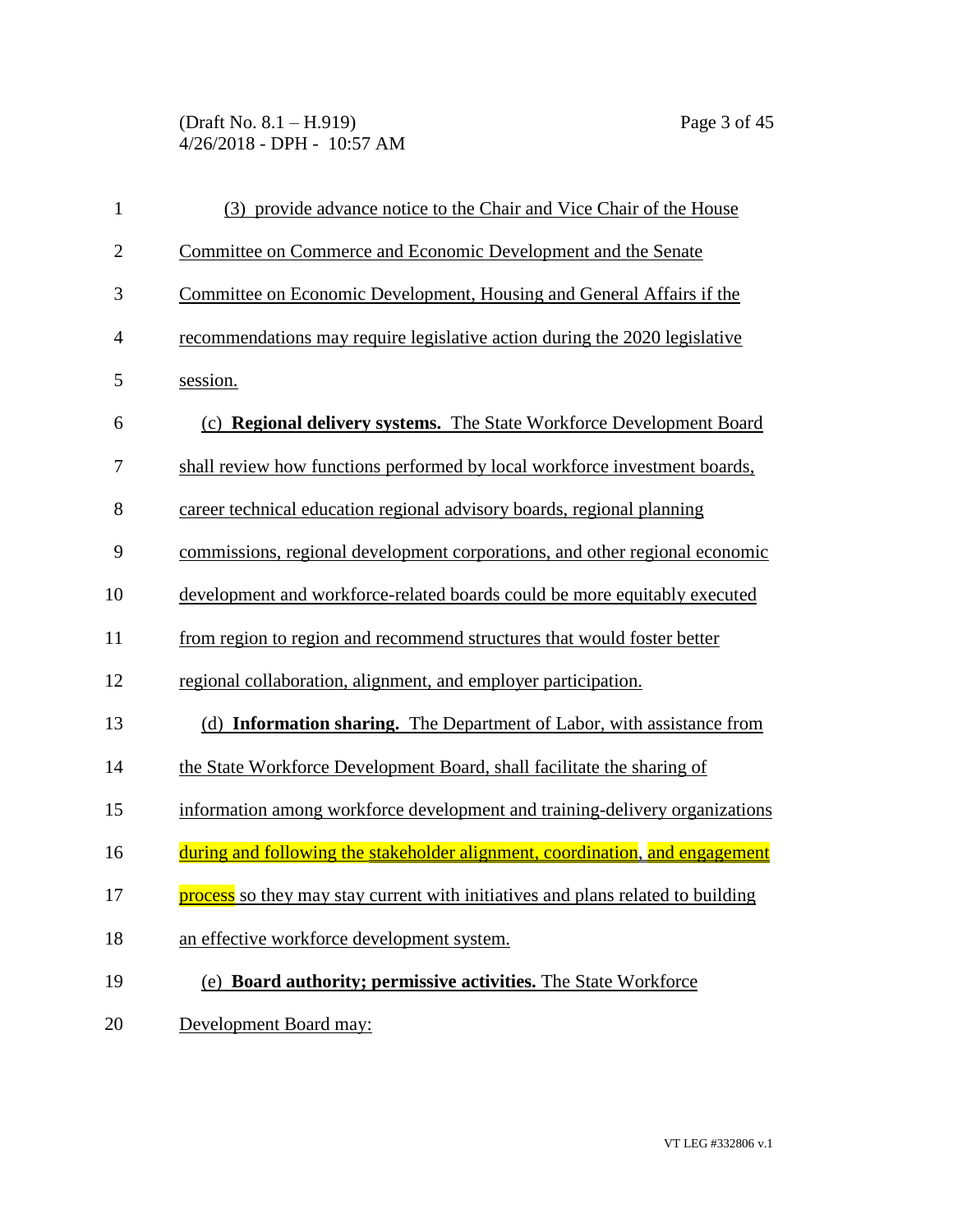(3) provide advance notice to the Chair and Vice Chair of the House Committee on Commerce and Economic Development and the Senate Committee on Economic Development, Housing and General Affairs if the recommendations may require legislative action during the 2020 legislative session.

(c) **Regional delivery systems.** The State Workforce Development Board shall review how functions performed by local workforce investment boards, career technical education regional advisory boards, regional planning commissions, regional development corporations, and other regional economic development and workforce-related boards could be more equitably executed from region to region and recommend structures that would foster better regional collaboration, alignment, and employer participation.

(d) **Information sharing.** The Department of Labor, with assistance from the State Workforce Development Board, shall facilitate the sharing of information among workforce development and training-delivery organizations during and following the stakeholder alignment, coordination, and engagement process so they may stay current with initiatives and plans related to building an effective workforce development system.

(e) **Board authority; permissive activities.** The State Workforce Development Board may: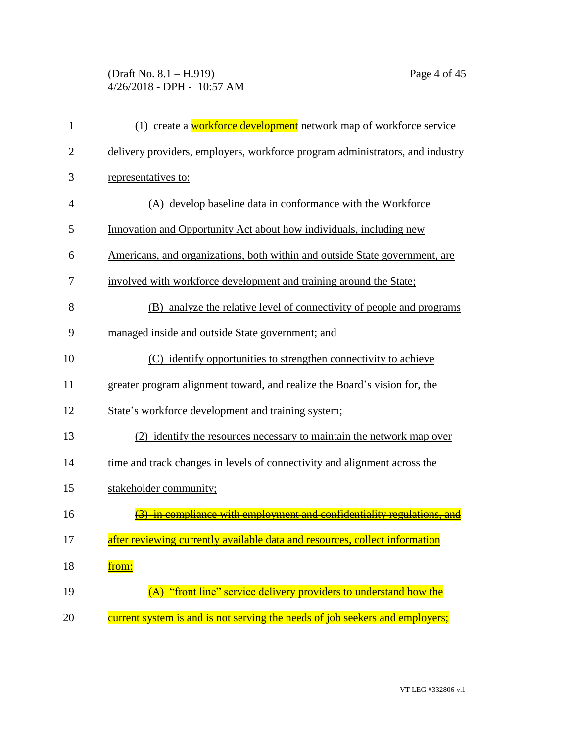(1) create a workforce development network map of workforce service delivery providers, employers, workforce program administrators, and industry representatives to:

(A) develop baseline data in conformance with the Workforce Innovation and Opportunity Act about how individuals, including new Americans, and organizations, both within and outside State government, are involved with workforce development and training around the State;

(B) analyze the relative level of connectivity of people and programs managed inside and outside State government; and

(C) identify opportunities to strengthen connectivity to achieve greater program alignment toward, and realize the Board's vision for, the State's workforce development and training system;

(2) identify the resources necessary to maintain the network map over time and track changes in levels of connectivity and alignment across the stakeholder community;

~~(3) in compliance with employment and confidentiality regulations, and after reviewing currently available data and resources, collect information from:~~

~~(A) "front line" service delivery providers to understand how the current system is and is not serving the needs of job seekers and employers;~~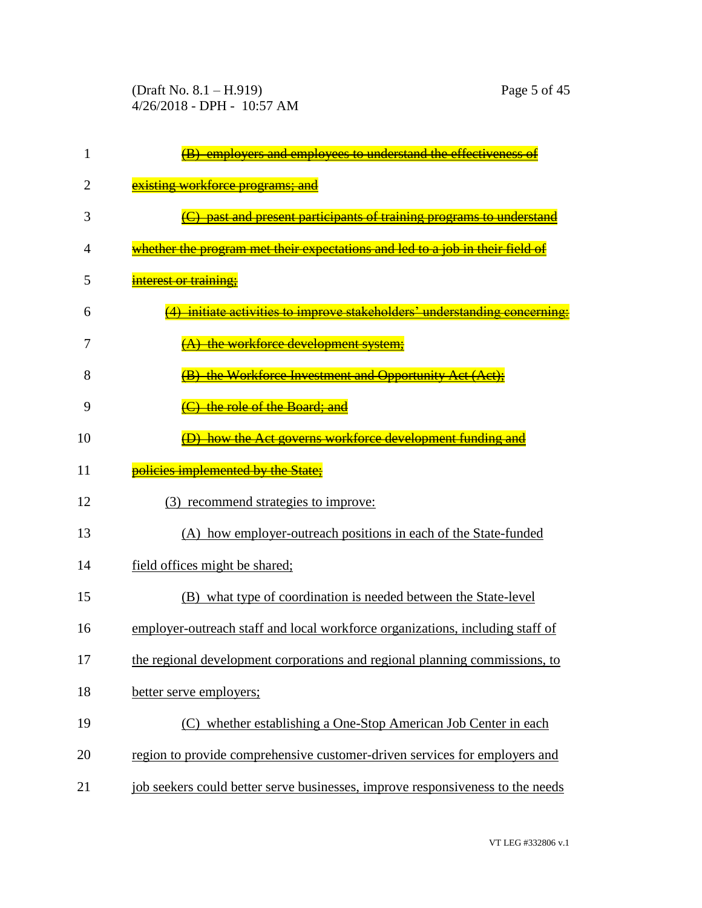~~(B) employers and employees to understand the effectiveness of existing workforce programs; and~~

~~(C) past and present participants of training programs to understand whether the program met their expectations and led to a job in their field of interest or training;~~

~~(4) initiate activities to improve stakeholders' understanding concerning:~~

~~(A) the workforce development system;~~

~~(B) the Workforce Investment and Opportunity Act (Act);~~

~~(C) the role of the Board; and~~

~~(D) how the Act governs workforce development funding and policies implemented by the State;~~

(3) recommend strategies to improve:

(A) how employer-outreach positions in each of the State-funded field offices might be shared;

(B) what type of coordination is needed between the State-level employer-outreach staff and local workforce organizations, including staff of the regional development corporations and regional planning commissions, to better serve employers;

(C) whether establishing a One-Stop American Job Center in each region to provide comprehensive customer-driven services for employers and job seekers could better serve businesses, improve responsiveness to the needs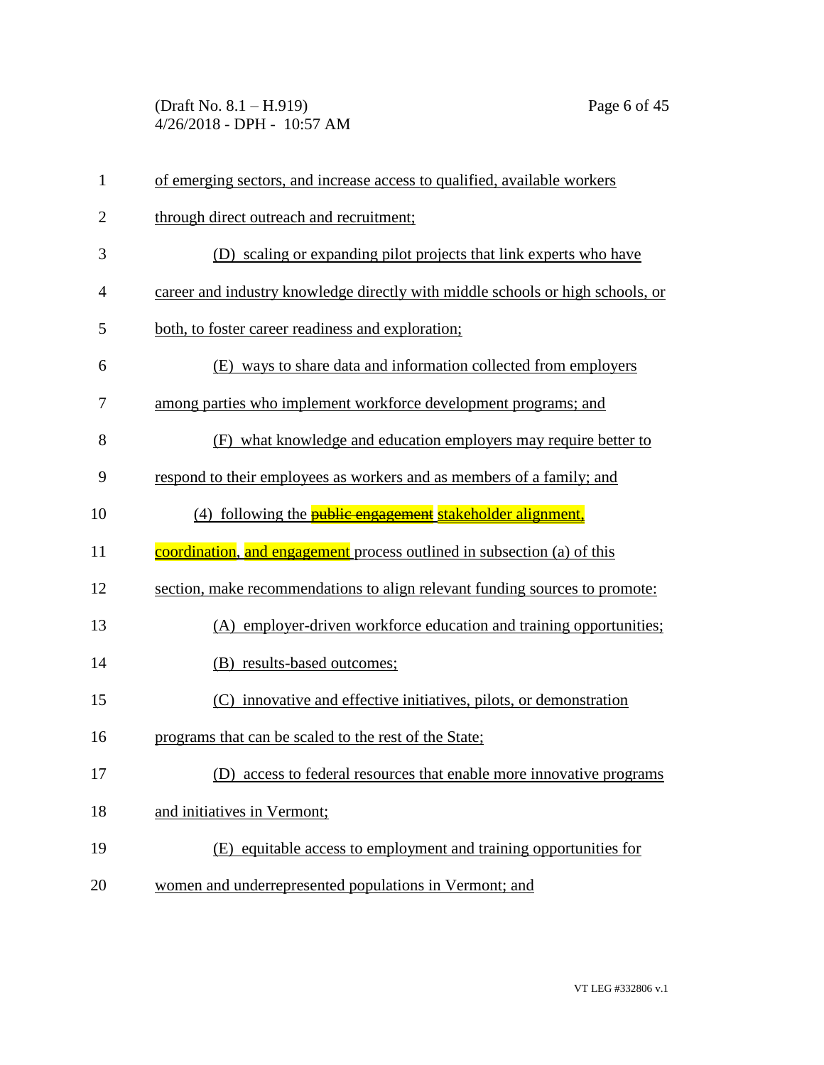of emerging sectors, and increase access to qualified, available workers through direct outreach and recruitment;

(D) scaling or expanding pilot projects that link experts who have career and industry knowledge directly with middle schools or high schools, or both, to foster career readiness and exploration;

(E) ways to share data and information collected from employers among parties who implement workforce development programs; and

(F) what knowledge and education employers may require better to respond to their employees as workers and as members of a family; and

(4) following the ~~public engagement~~ stakeholder alignment, coordination, and engagement process outlined in subsection (a) of this section, make recommendations to align relevant funding sources to promote:

(A) employer-driven workforce education and training opportunities;

(B) results-based outcomes;

(C) innovative and effective initiatives, pilots, or demonstration programs that can be scaled to the rest of the State;

(D) access to federal resources that enable more innovative programs and initiatives in Vermont;

(E) equitable access to employment and training opportunities for women and underrepresented populations in Vermont; and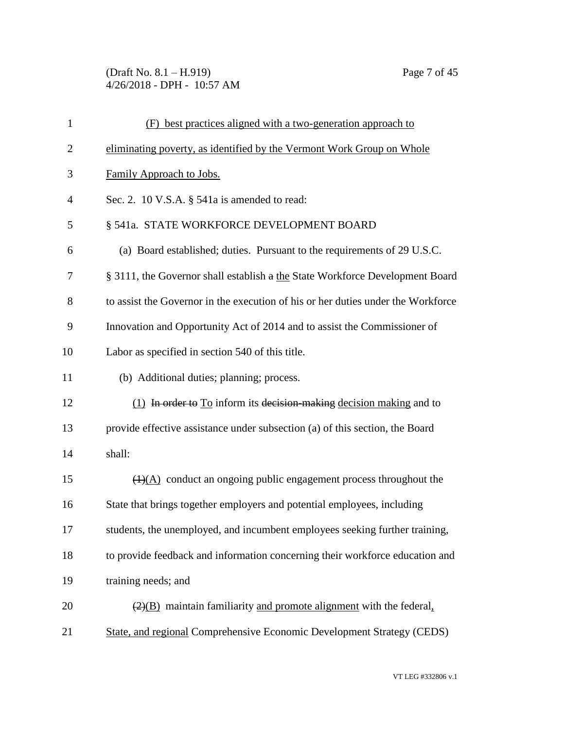(F) best practices aligned with a two-generation approach to eliminating poverty, as identified by the Vermont Work Group on Whole Family Approach to Jobs.

Sec. 2. 10 V.S.A. § 541a is amended to read:

§ 541a. STATE WORKFORCE DEVELOPMENT BOARD

(a) Board established; duties. Pursuant to the requirements of 29 U.S.C. § 3111, the Governor shall establish ~~a~~ the State Workforce Development Board to assist the Governor in the execution of his or her duties under the Workforce Innovation and Opportunity Act of 2014 and to assist the Commissioner of Labor as specified in section 540 of this title.

(b) Additional duties; planning; process.

(1) ~~In order to~~ To inform its ~~decision-making~~ decision making and to provide effective assistance under subsection (a) of this section, the Board shall:

~~(1)~~(A) conduct an ongoing public engagement process throughout the State that brings together employers and potential employees, including students, the unemployed, and incumbent employees seeking further training, to provide feedback and information concerning their workforce education and training needs; and

~~(2)~~(B) maintain familiarity and promote alignment with the federal, State, and regional Comprehensive Economic Development Strategy (CEDS)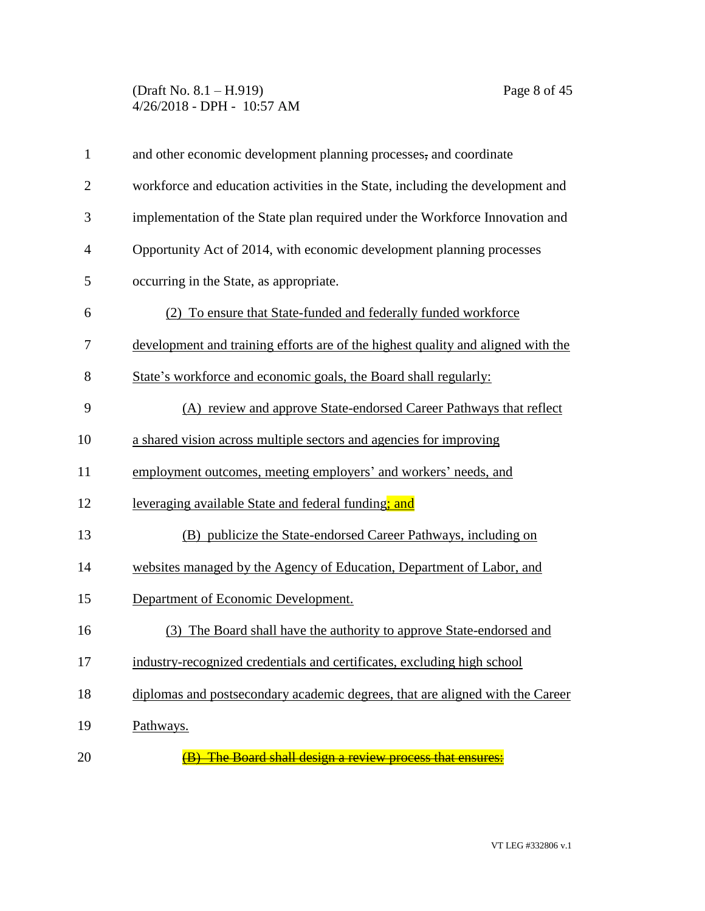and other economic development planning processes~~,~~ and coordinate workforce and education activities in the State, including the development and implementation of the State plan required under the Workforce Innovation and Opportunity Act of 2014, with economic development planning processes occurring in the State, as appropriate.

<u>(2) To ensure that State-funded and federally funded workforce development and training efforts are of the highest quality and aligned with the State's workforce and economic goals, the Board shall regularly:</u>

<u>(A) review and approve State-endorsed Career Pathways that reflect a shared vision across multiple sectors and agencies for improving employment outcomes, meeting employers' and workers' needs, and leveraging available State and federal funding; and</u>

<u>(B) publicize the State-endorsed Career Pathways, including on websites managed by the Agency of Education, Department of Labor, and Department of Economic Development.</u>

<u>(3) The Board shall have the authority to approve State-endorsed and industry-recognized credentials and certificates, excluding high school diplomas and postsecondary academic degrees, that are aligned with the Career Pathways.</u>

~~(B) The Board shall design a review process that ensures:~~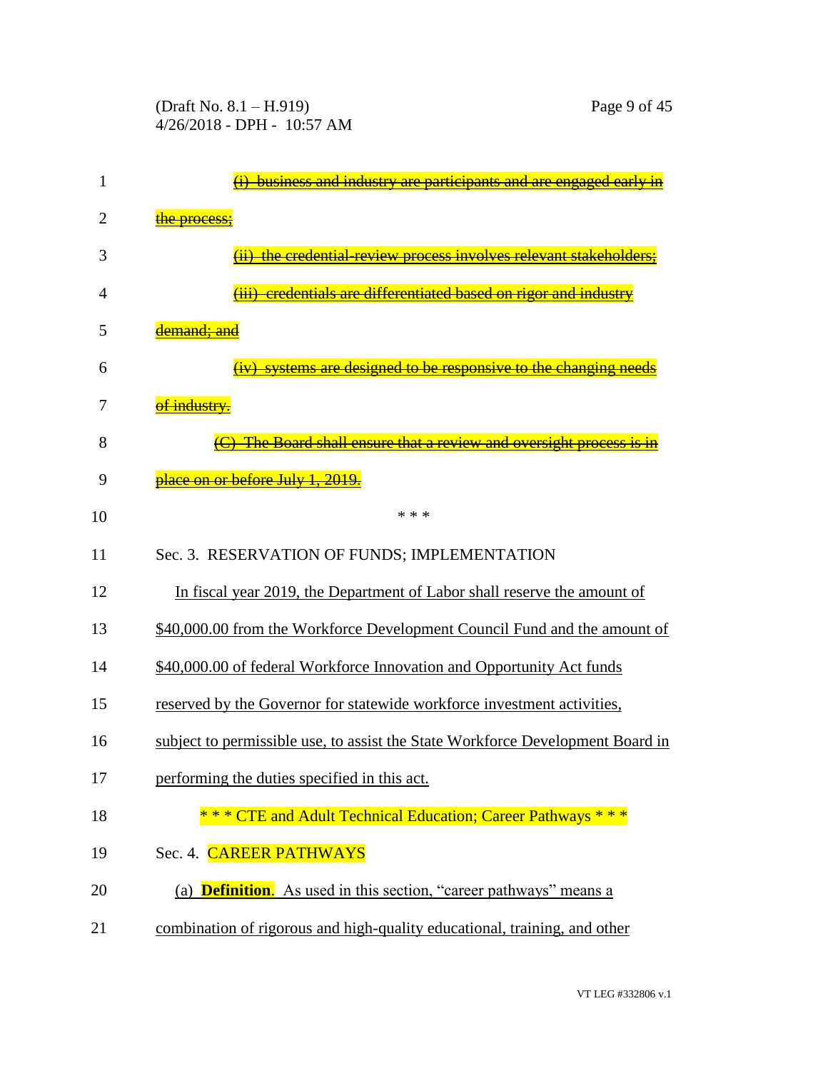~~(i) business and industry are participants and are engaged early in the process;~~

~~(ii) the credential-review process involves relevant stakeholders;~~

~~(iii) credentials are differentiated based on rigor and industry demand; and~~

~~(iv) systems are designed to be responsive to the changing needs of industry.~~

~~(C) The Board shall ensure that a review and oversight process is in place on or before July 1, 2019.~~

\* \* \*

Sec. 3. RESERVATION OF FUNDS; IMPLEMENTATION

<u>In fiscal year 2019, the Department of Labor shall reserve the amount of $40,000.00 from the Workforce Development Council Fund and the amount of $40,000.00 of federal Workforce Innovation and Opportunity Act funds reserved by the Governor for statewide workforce investment activities, subject to permissible use, to assist the State Workforce Development Board in performing the duties specified in this act.</u>

\* \* \* CTE and Adult Technical Education; Career Pathways \* \* \*

Sec. 4. CAREER PATHWAYS

<u>(a) **Definition**. As used in this section, "career pathways" means a combination of rigorous and high-quality educational, training, and other</u>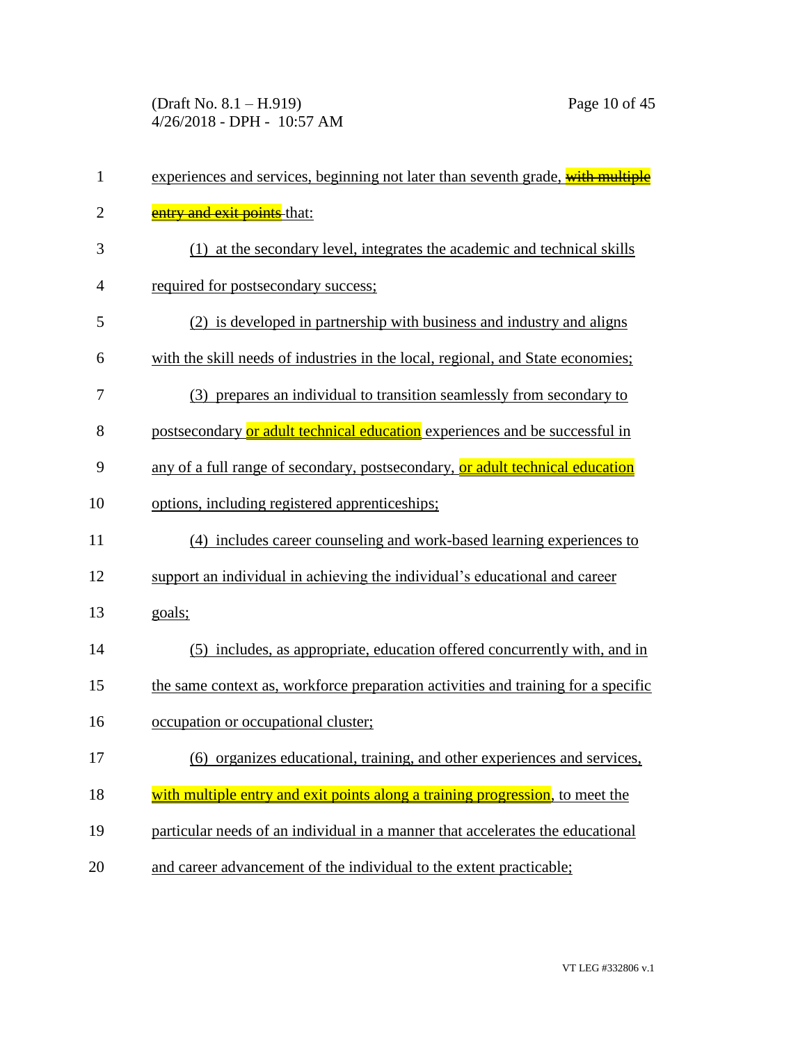experiences and services, beginning not later than seventh grade, ~~with multiple entry and exit points~~ that:

(1) at the secondary level, integrates the academic and technical skills required for postsecondary success;

(2) is developed in partnership with business and industry and aligns with the skill needs of industries in the local, regional, and State economies;

(3) prepares an individual to transition seamlessly from secondary to postsecondary or adult technical education experiences and be successful in any of a full range of secondary, postsecondary, or adult technical education options, including registered apprenticeships;

(4) includes career counseling and work-based learning experiences to support an individual in achieving the individual's educational and career goals;

(5) includes, as appropriate, education offered concurrently with, and in the same context as, workforce preparation activities and training for a specific occupation or occupational cluster;

(6) organizes educational, training, and other experiences and services, with multiple entry and exit points along a training progression, to meet the particular needs of an individual in a manner that accelerates the educational and career advancement of the individual to the extent practicable;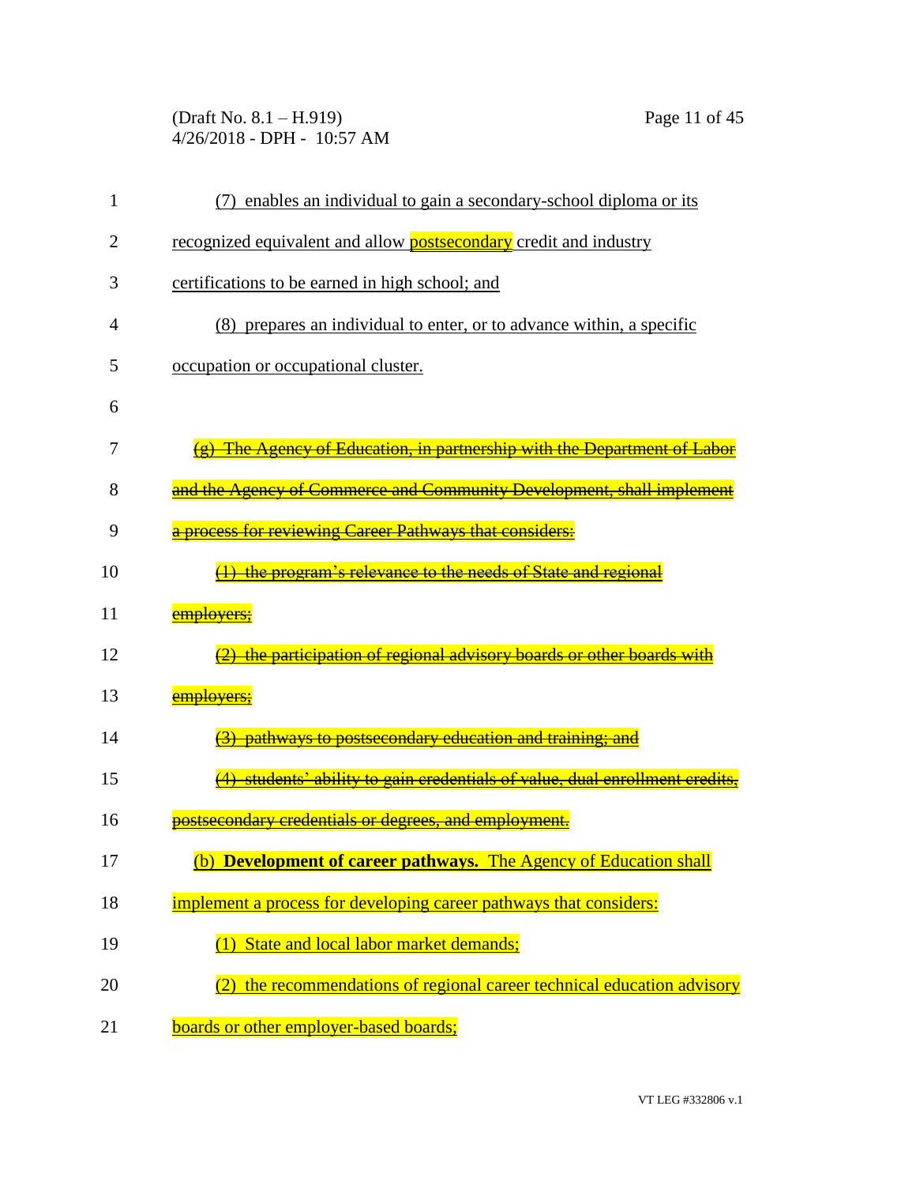(7) enables an individual to gain a secondary-school diploma or its recognized equivalent and allow postsecondary credit and industry certifications to be earned in high school; and

(8) prepares an individual to enter, or to advance within, a specific occupation or occupational cluster.

~~(g) The Agency of Education, in partnership with the Department of Labor and the Agency of Commerce and Community Development, shall implement a process for reviewing Career Pathways that considers:~~

~~(1) the program's relevance to the needs of State and regional employers;~~

~~(2) the participation of regional advisory boards or other boards with employers;~~

~~(3) pathways to postsecondary education and training; and~~

~~(4) students' ability to gain credentials of value, dual enrollment credits, postsecondary credentials or degrees, and employment.~~

(b) **Development of career pathways.** The Agency of Education shall implement a process for developing career pathways that considers:

(1) State and local labor market demands;

(2) the recommendations of regional career technical education advisory boards or other employer-based boards;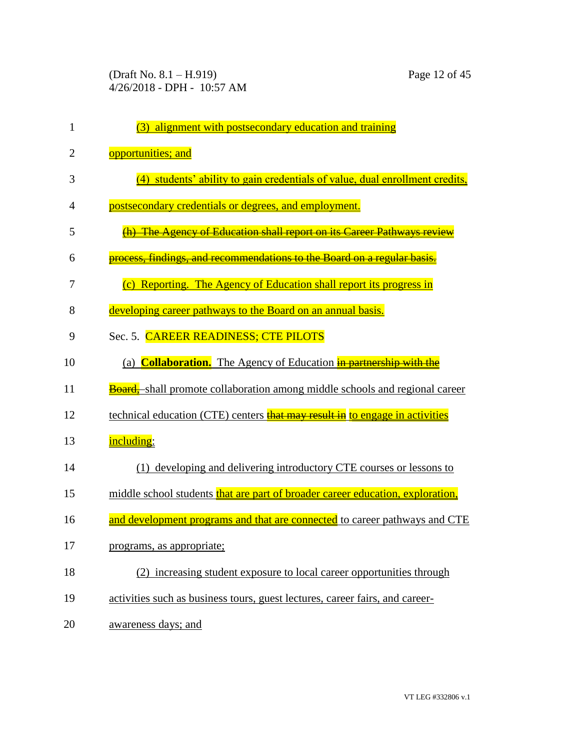(3) alignment with postsecondary education and training opportunities; and

(4) students' ability to gain credentials of value, dual enrollment credits, postsecondary credentials or degrees, and employment.

~~(h) The Agency of Education shall report on its Career Pathways review process, findings, and recommendations to the Board on a regular basis.~~

(c) Reporting. The Agency of Education shall report its progress in developing career pathways to the Board on an annual basis.

Sec. 5. CAREER READINESS; CTE PILOTS

(a) **Collaboration.** The Agency of Education ~~in partnership with the Board,~~ shall promote collaboration among middle schools and regional career technical education (CTE) centers ~~that may result in~~ to engage in activities including:

(1) developing and delivering introductory CTE courses or lessons to middle school students that are part of broader career education, exploration, and development programs and that are connected to career pathways and CTE programs, as appropriate;

(2) increasing student exposure to local career opportunities through activities such as business tours, guest lectures, career fairs, and career-awareness days; and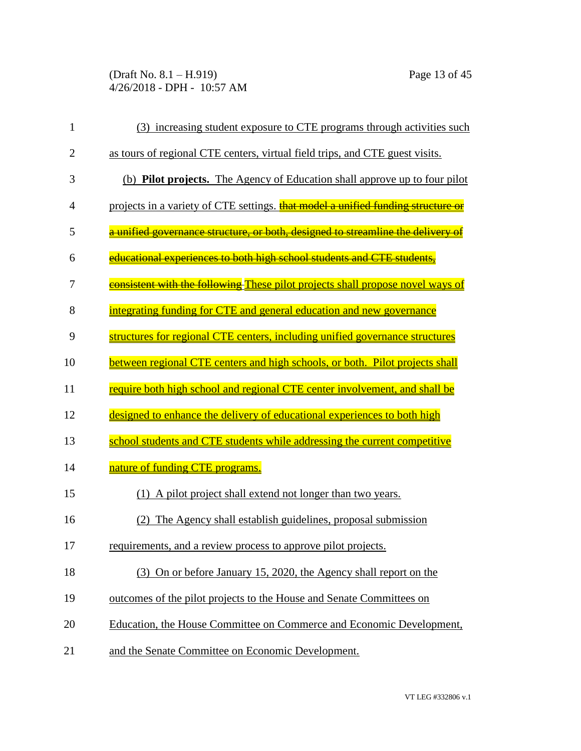(3) increasing student exposure to CTE programs through activities such as tours of regional CTE centers, virtual field trips, and CTE guest visits.

(b) **Pilot projects.** The Agency of Education shall approve up to four pilot projects in a variety of CTE settings. ~~that model a unified funding structure or a unified governance structure, or both, designed to streamline the delivery of educational experiences to both high school students and CTE students, consistent with the following~~ These pilot projects shall propose novel ways of integrating funding for CTE and general education and new governance structures for regional CTE centers, including unified governance structures between regional CTE centers and high schools, or both. Pilot projects shall require both high school and regional CTE center involvement, and shall be designed to enhance the delivery of educational experiences to both high school students and CTE students while addressing the current competitive nature of funding CTE programs.

(1) A pilot project shall extend not longer than two years.

(2) The Agency shall establish guidelines, proposal submission requirements, and a review process to approve pilot projects.

(3) On or before January 15, 2020, the Agency shall report on the outcomes of the pilot projects to the House and Senate Committees on Education, the House Committee on Commerce and Economic Development, and the Senate Committee on Economic Development.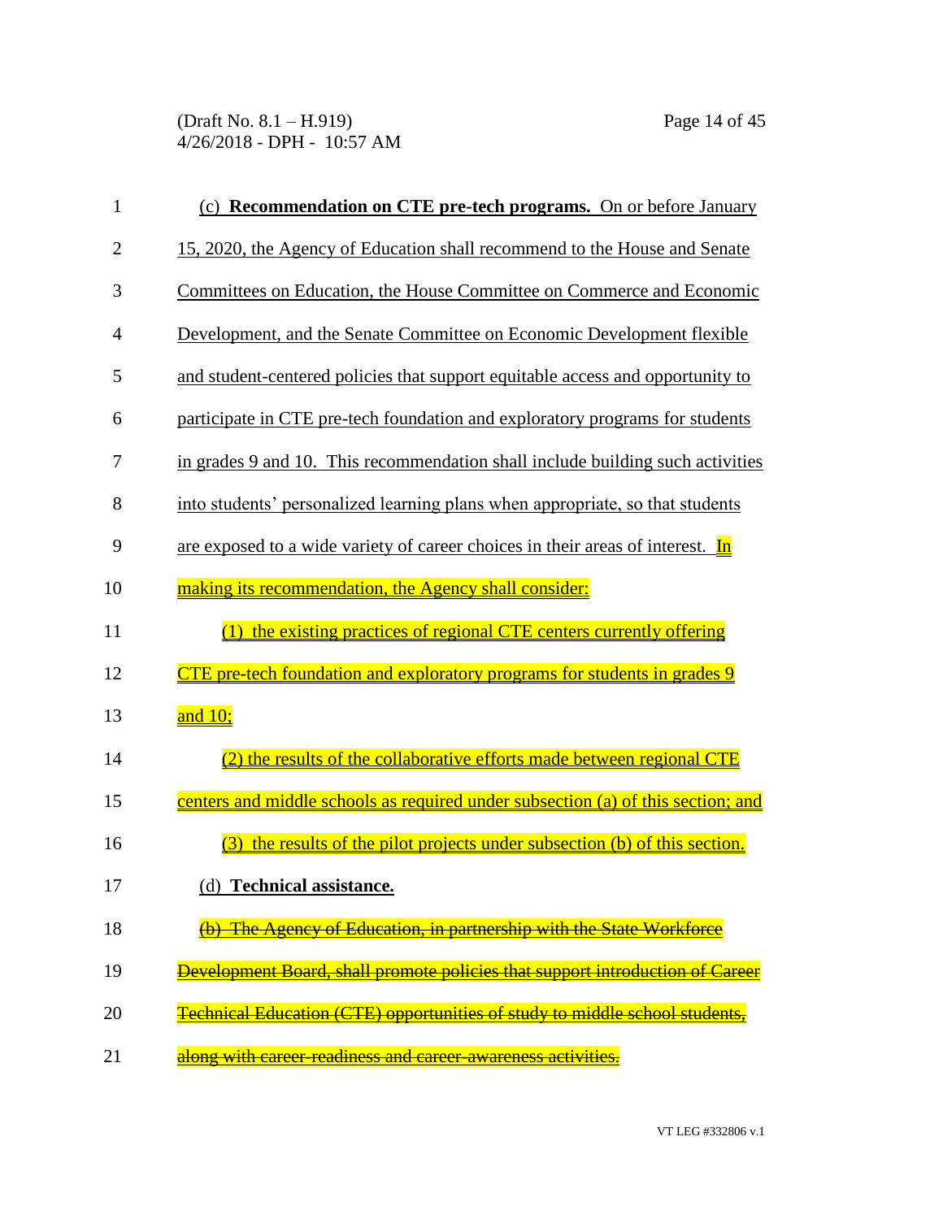(c) **Recommendation on CTE pre-tech programs.** On or before January 15, 2020, the Agency of Education shall recommend to the House and Senate Committees on Education, the House Committee on Commerce and Economic Development, and the Senate Committee on Economic Development flexible and student-centered policies that support equitable access and opportunity to participate in CTE pre-tech foundation and exploratory programs for students in grades 9 and 10. This recommendation shall include building such activities into students' personalized learning plans when appropriate, so that students are exposed to a wide variety of career choices in their areas of interest. In making its recommendation, the Agency shall consider:

(1) the existing practices of regional CTE centers currently offering CTE pre-tech foundation and exploratory programs for students in grades 9 and 10;

(2) the results of the collaborative efforts made between regional CTE centers and middle schools as required under subsection (a) of this section; and

(3) the results of the pilot projects under subsection (b) of this section.

(d) **Technical assistance.**

~~(b) The Agency of Education, in partnership with the State Workforce Development Board, shall promote policies that support introduction of Career Technical Education (CTE) opportunities of study to middle school students, along with career-readiness and career-awareness activities.~~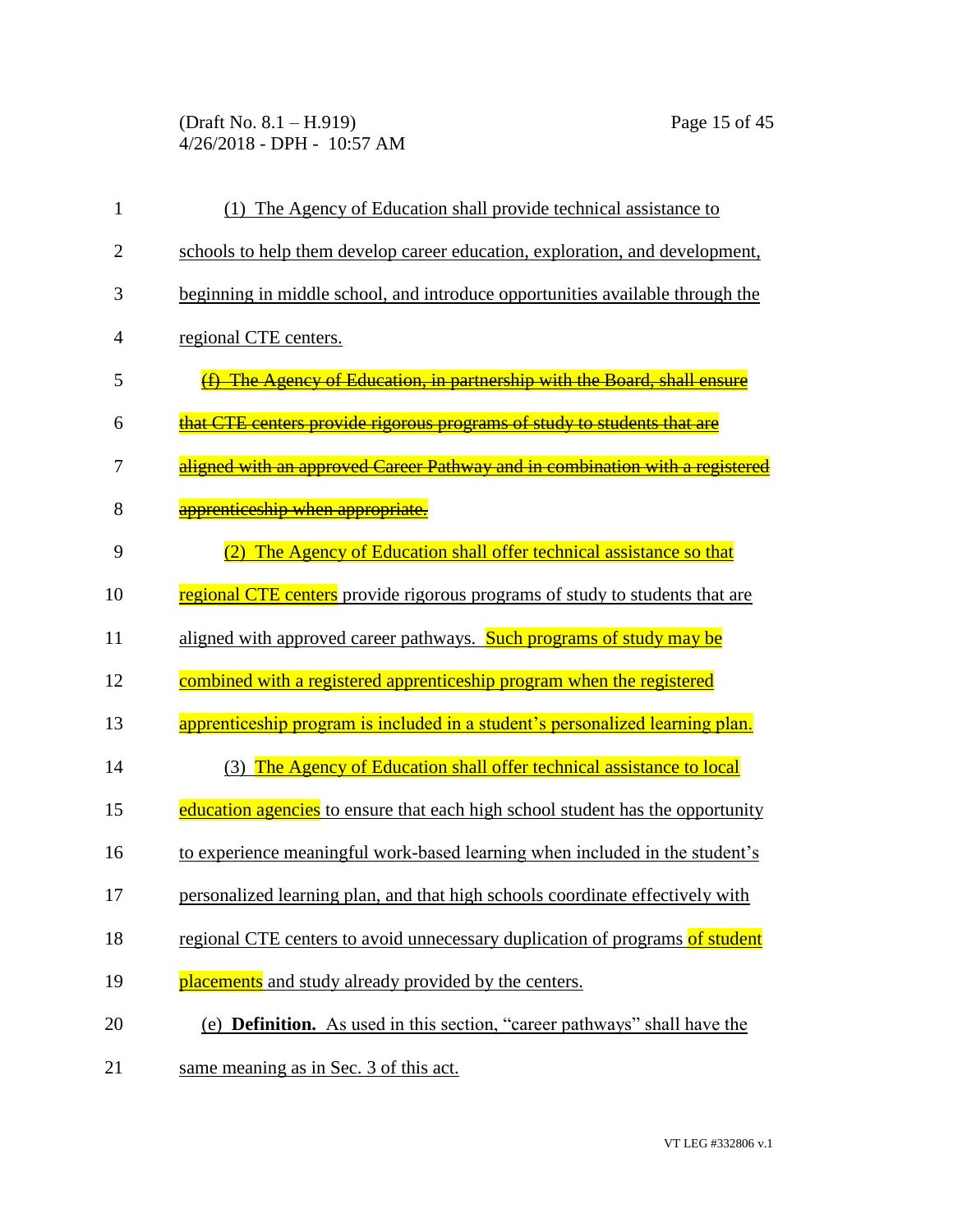(1) The Agency of Education shall provide technical assistance to schools to help them develop career education, exploration, and development, beginning in middle school, and introduce opportunities available through the regional CTE centers.

~~(f) The Agency of Education, in partnership with the Board, shall ensure that CTE centers provide rigorous programs of study to students that are aligned with an approved Career Pathway and in combination with a registered apprenticeship when appropriate.~~

(2) The Agency of Education shall offer technical assistance so that regional CTE centers provide rigorous programs of study to students that are aligned with approved career pathways. Such programs of study may be combined with a registered apprenticeship program when the registered apprenticeship program is included in a student's personalized learning plan.

(3) The Agency of Education shall offer technical assistance to local education agencies to ensure that each high school student has the opportunity to experience meaningful work-based learning when included in the student's personalized learning plan, and that high schools coordinate effectively with regional CTE centers to avoid unnecessary duplication of programs of student placements and study already provided by the centers.

(e) **Definition.** As used in this section, "career pathways" shall have the same meaning as in Sec. 3 of this act.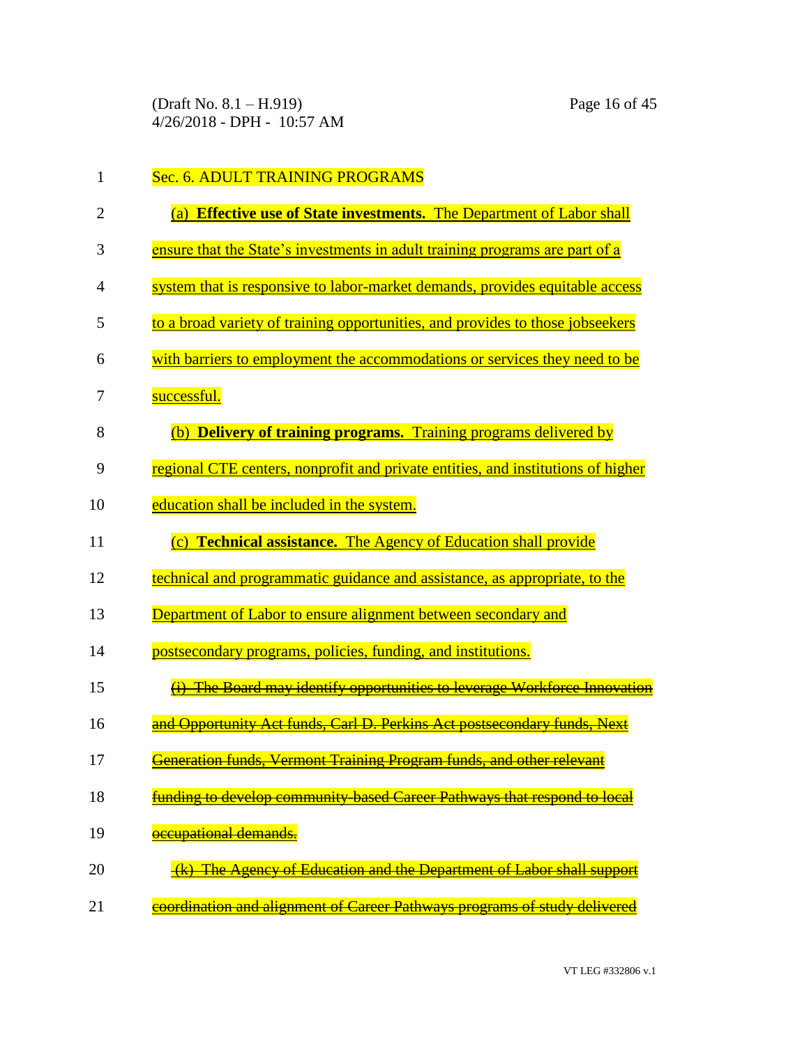Sec. 6. ADULT TRAINING PROGRAMS

(a) **Effective use of State investments.** The Department of Labor shall ensure that the State's investments in adult training programs are part of a system that is responsive to labor-market demands, provides equitable access to a broad variety of training opportunities, and provides to those jobseekers with barriers to employment the accommodations or services they need to be successful.

(b) **Delivery of training programs.** Training programs delivered by regional CTE centers, nonprofit and private entities, and institutions of higher education shall be included in the system.

(c) **Technical assistance.** The Agency of Education shall provide technical and programmatic guidance and assistance, as appropriate, to the Department of Labor to ensure alignment between secondary and postsecondary programs, policies, funding, and institutions.

~~(i) The Board may identify opportunities to leverage Workforce Innovation and Opportunity Act funds, Carl D. Perkins Act postsecondary funds, Next Generation funds, Vermont Training Program funds, and other relevant funding to develop community-based Career Pathways that respond to local occupational demands.~~

~~(k) The Agency of Education and the Department of Labor shall support coordination and alignment of Career Pathways programs of study delivered~~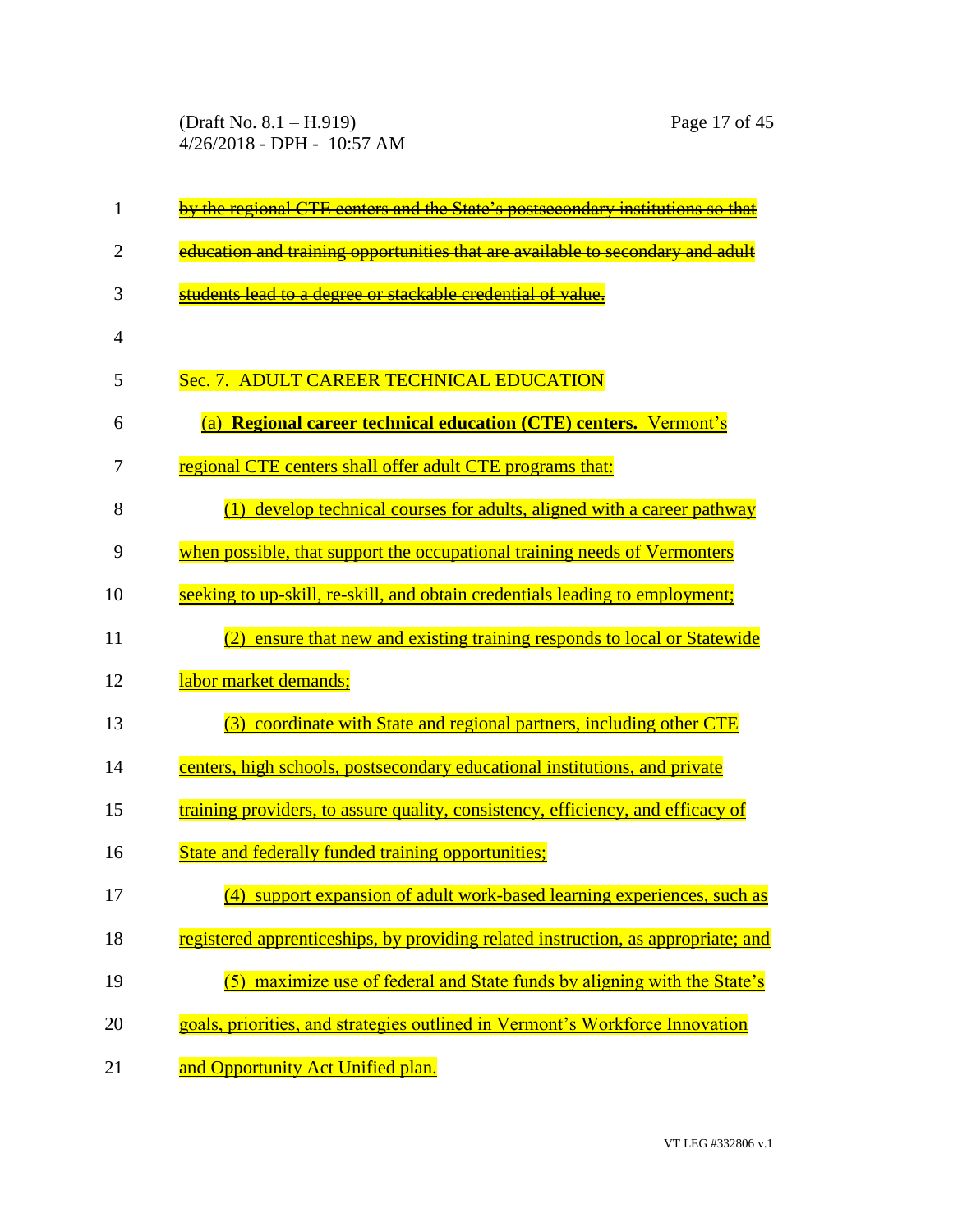~~by the regional CTE centers and the State's postsecondary institutions so that education and training opportunities that are available to secondary and adult students lead to a degree or stackable credential of value.~~

Sec. 7. ADULT CAREER TECHNICAL EDUCATION

(a) **Regional career technical education (CTE) centers.** Vermont's regional CTE centers shall offer adult CTE programs that:

(1) develop technical courses for adults, aligned with a career pathway when possible, that support the occupational training needs of Vermonters seeking to up-skill, re-skill, and obtain credentials leading to employment;

(2) ensure that new and existing training responds to local or Statewide labor market demands;

(3) coordinate with State and regional partners, including other CTE centers, high schools, postsecondary educational institutions, and private training providers, to assure quality, consistency, efficiency, and efficacy of State and federally funded training opportunities;

(4) support expansion of adult work-based learning experiences, such as registered apprenticeships, by providing related instruction, as appropriate; and

(5) maximize use of federal and State funds by aligning with the State's goals, priorities, and strategies outlined in Vermont's Workforce Innovation and Opportunity Act Unified plan.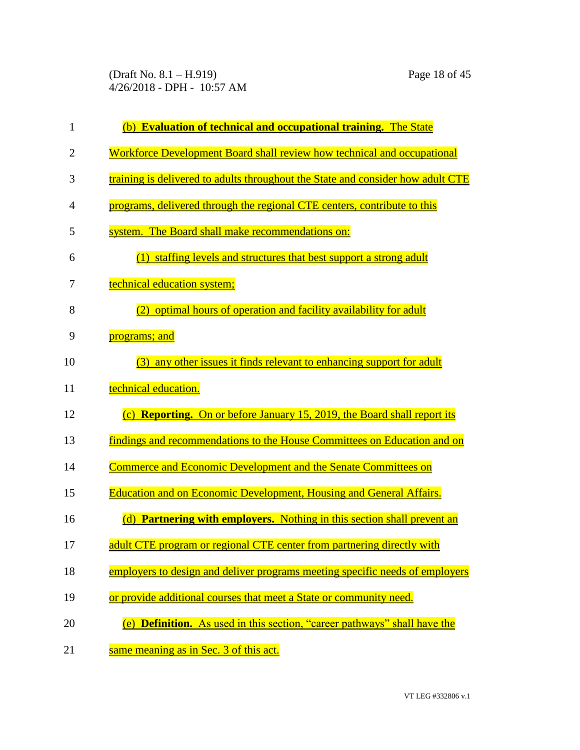(b) **Evaluation of technical and occupational training.** The State Workforce Development Board shall review how technical and occupational training is delivered to adults throughout the State and consider how adult CTE programs, delivered through the regional CTE centers, contribute to this system. The Board shall make recommendations on:

(1) staffing levels and structures that best support a strong adult technical education system;

(2) optimal hours of operation and facility availability for adult programs; and

(3) any other issues it finds relevant to enhancing support for adult technical education.

(c) **Reporting.** On or before January 15, 2019, the Board shall report its findings and recommendations to the House Committees on Education and on Commerce and Economic Development and the Senate Committees on Education and on Economic Development, Housing and General Affairs.

(d) **Partnering with employers.** Nothing in this section shall prevent an adult CTE program or regional CTE center from partnering directly with employers to design and deliver programs meeting specific needs of employers or provide additional courses that meet a State or community need.

(e) **Definition.** As used in this section, "career pathways" shall have the same meaning as in Sec. 3 of this act.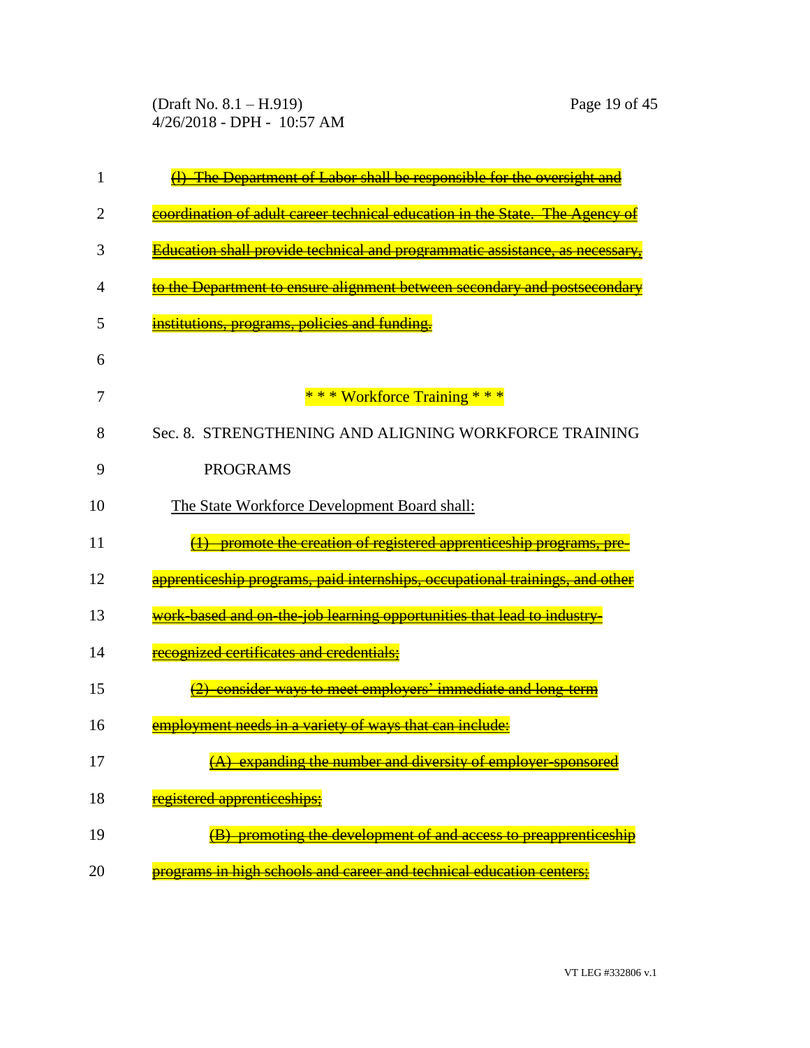~~(l) The Department of Labor shall be responsible for the oversight and coordination of adult career technical education in the State. The Agency of Education shall provide technical and programmatic assistance, as necessary, to the Department to ensure alignment between secondary and postsecondary institutions, programs, policies and funding.~~

\* \* \* Workforce Training \* \* \*

Sec. 8. STRENGTHENING AND ALIGNING WORKFORCE TRAINING PROGRAMS

<u>The State Workforce Development Board shall:</u>

~~(1) promote the creation of registered apprenticeship programs, pre-apprenticeship programs, paid internships, occupational trainings, and other work-based and on-the-job learning opportunities that lead to industry-recognized certificates and credentials;~~

~~(2) consider ways to meet employers' immediate and long-term employment needs in a variety of ways that can include:~~

~~(A) expanding the number and diversity of employer-sponsored registered apprenticeships;~~

~~(B) promoting the development of and access to preapprenticeship programs in high schools and career and technical education centers;~~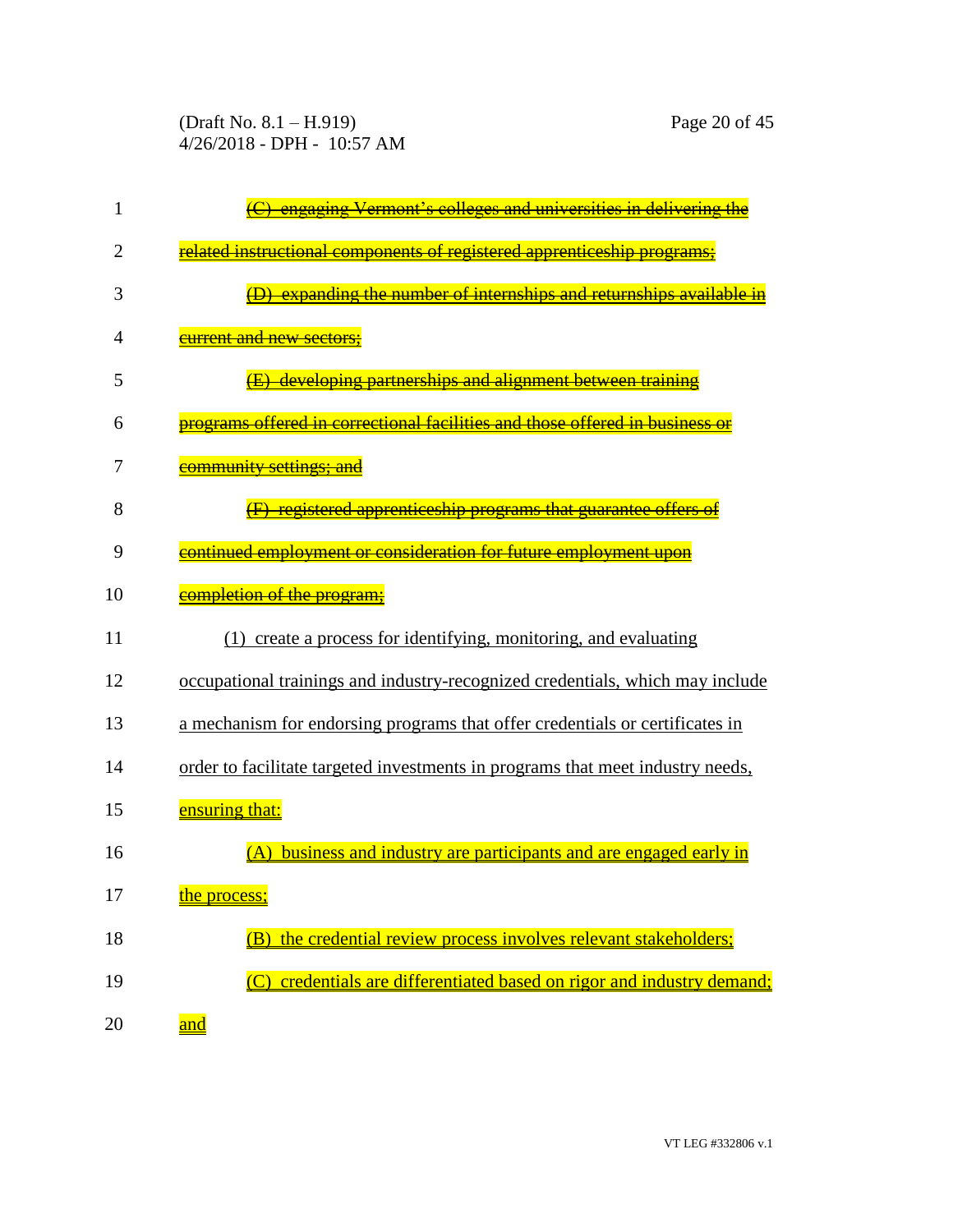~~(C) engaging Vermont's colleges and universities in delivering the related instructional components of registered apprenticeship programs;~~

~~(D) expanding the number of internships and returnships available in current and new sectors;~~

~~(E) developing partnerships and alignment between training programs offered in correctional facilities and those offered in business or community settings; and~~

~~(F) registered apprenticeship programs that guarantee offers of continued employment or consideration for future employment upon completion of the program;~~

<u>(1) create a process for identifying, monitoring, and evaluating occupational trainings and industry-recognized credentials, which may include a mechanism for endorsing programs that offer credentials or certificates in order to facilitate targeted investments in programs that meet industry needs, ensuring that:</u>

<u>(A) business and industry are participants and are engaged early in the process;</u>

<u>(B) the credential review process involves relevant stakeholders;</u>

<u>(C) credentials are differentiated based on rigor and industry demand; and</u>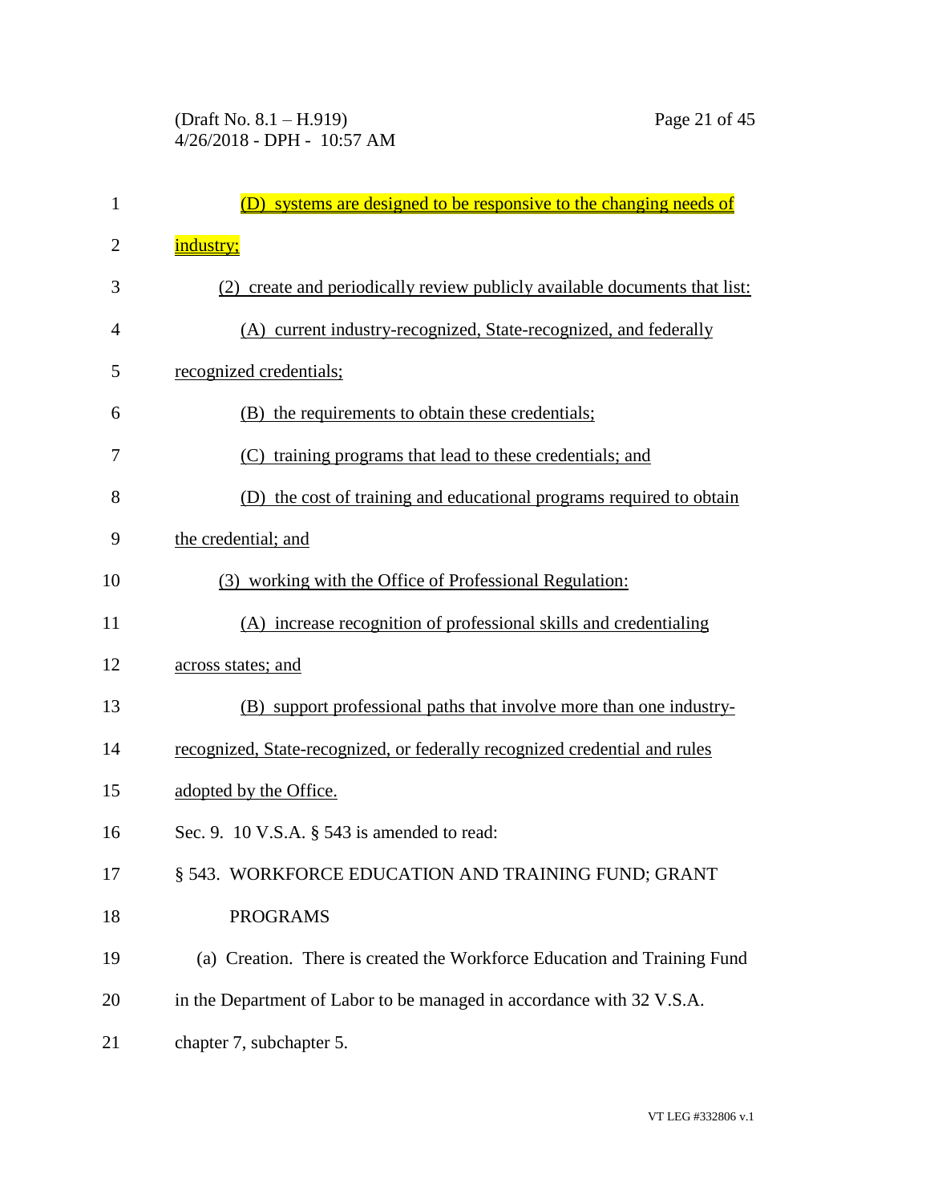(D) systems are designed to be responsive to the changing needs of industry;

(2) create and periodically review publicly available documents that list:

(A) current industry-recognized, State-recognized, and federally recognized credentials;

(B) the requirements to obtain these credentials;

(C) training programs that lead to these credentials; and

(D) the cost of training and educational programs required to obtain the credential; and

(3) working with the Office of Professional Regulation:

(A) increase recognition of professional skills and credentialing across states; and

(B) support professional paths that involve more than one industry-recognized, State-recognized, or federally recognized credential and rules adopted by the Office.

Sec. 9. 10 V.S.A. § 543 is amended to read:

§ 543. WORKFORCE EDUCATION AND TRAINING FUND; GRANT PROGRAMS

(a) Creation. There is created the Workforce Education and Training Fund in the Department of Labor to be managed in accordance with 32 V.S.A. chapter 7, subchapter 5.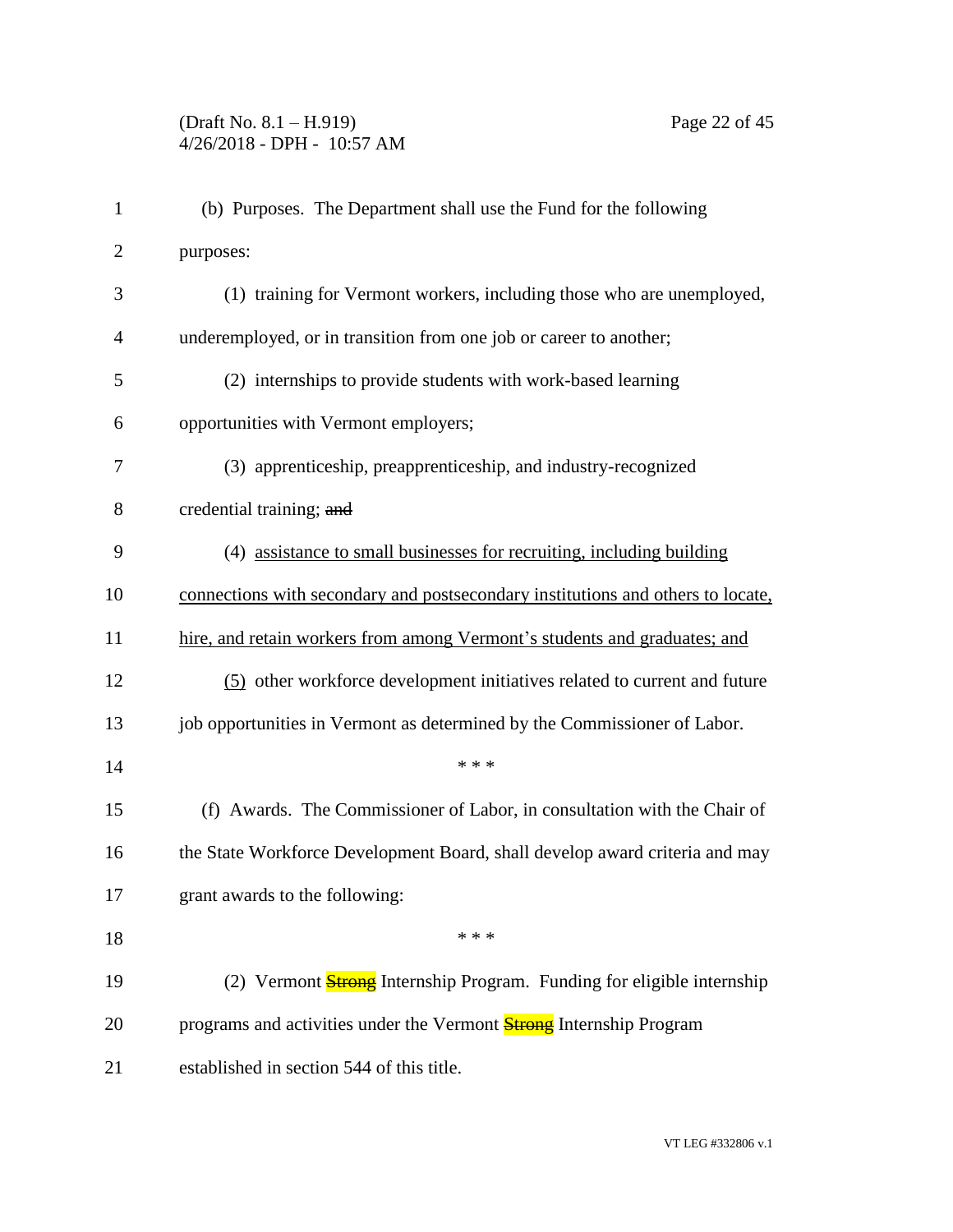(b) Purposes. The Department shall use the Fund for the following purposes:

(1) training for Vermont workers, including those who are unemployed, underemployed, or in transition from one job or career to another;

(2) internships to provide students with work-based learning opportunities with Vermont employers;

(3) apprenticeship, preapprenticeship, and industry-recognized credential training; ~~and~~

(4) <u>assistance to small businesses for recruiting, including building connections with secondary and postsecondary institutions and others to locate, hire, and retain workers from among Vermont's students and graduates; and</u>

<u>(5)</u> other workforce development initiatives related to current and future job opportunities in Vermont as determined by the Commissioner of Labor.

\* \* \*

(f) Awards. The Commissioner of Labor, in consultation with the Chair of the State Workforce Development Board, shall develop award criteria and may grant awards to the following:

\* \* \*

(2) Vermont ~~Strong~~ Internship Program. Funding for eligible internship programs and activities under the Vermont ~~Strong~~ Internship Program established in section 544 of this title.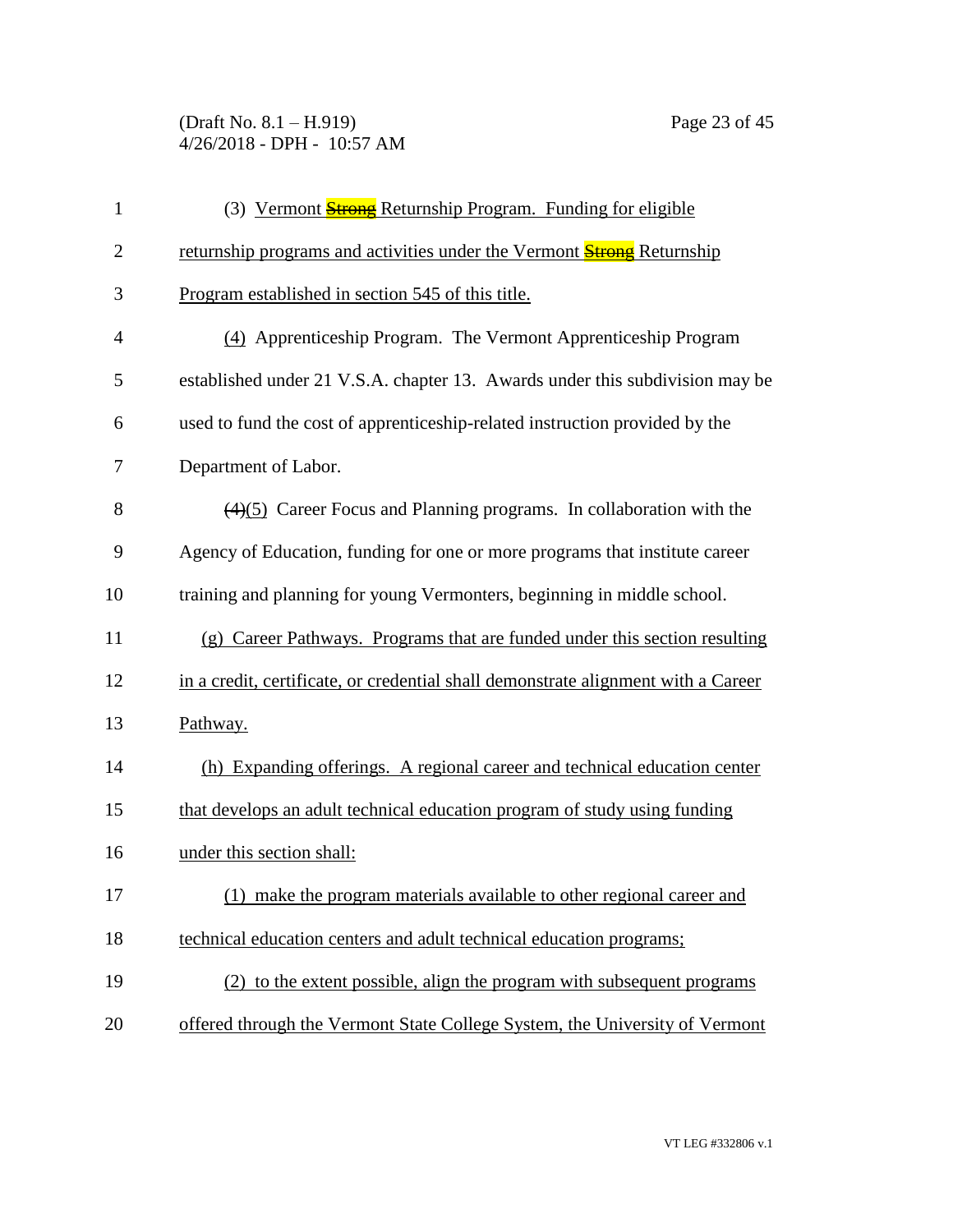(3) Vermont ~~Strong~~ Returnship Program. Funding for eligible returnship programs and activities under the Vermont ~~Strong~~ Returnship Program established in section 545 of this title.

(4) Apprenticeship Program. The Vermont Apprenticeship Program established under 21 V.S.A. chapter 13. Awards under this subdivision may be used to fund the cost of apprenticeship-related instruction provided by the Department of Labor.

~~(4)~~(5) Career Focus and Planning programs. In collaboration with the Agency of Education, funding for one or more programs that institute career training and planning for young Vermonters, beginning in middle school.

(g) Career Pathways. Programs that are funded under this section resulting in a credit, certificate, or credential shall demonstrate alignment with a Career Pathway.

(h) Expanding offerings. A regional career and technical education center that develops an adult technical education program of study using funding under this section shall:

(1) make the program materials available to other regional career and technical education centers and adult technical education programs;

(2) to the extent possible, align the program with subsequent programs offered through the Vermont State College System, the University of Vermont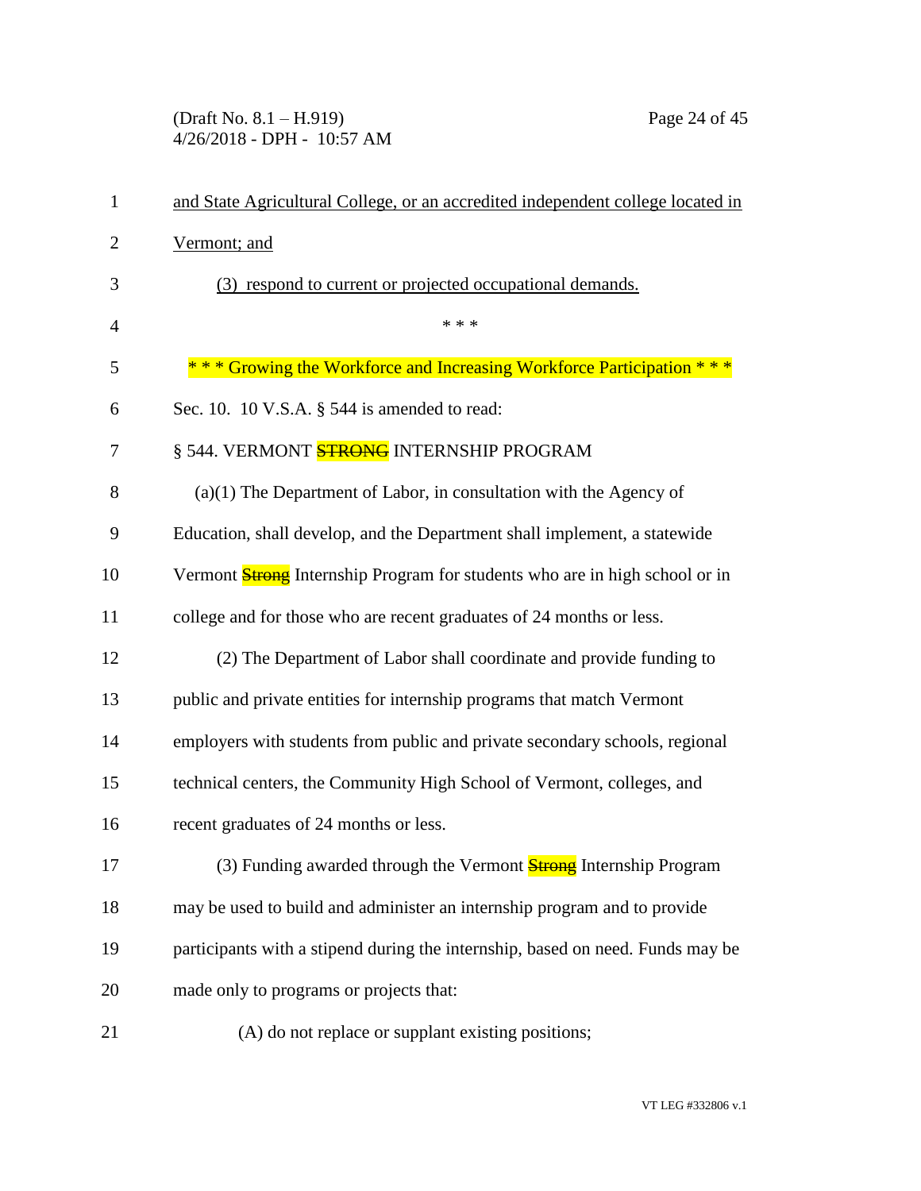<u>and State Agricultural College, or an accredited independent college located in Vermont; and</u>

<u>(3) respond to current or projected occupational demands.</u>

\* \* \*

\* \* \* Growing the Workforce and Increasing Workforce Participation \* \* \*

Sec. 10. 10 V.S.A. § 544 is amended to read:

§ 544. VERMONT ~~STRONG~~ INTERNSHIP PROGRAM

(a)(1) The Department of Labor, in consultation with the Agency of Education, shall develop, and the Department shall implement, a statewide Vermont ~~Strong~~ Internship Program for students who are in high school or in college and for those who are recent graduates of 24 months or less.

(2) The Department of Labor shall coordinate and provide funding to public and private entities for internship programs that match Vermont employers with students from public and private secondary schools, regional technical centers, the Community High School of Vermont, colleges, and recent graduates of 24 months or less.

(3) Funding awarded through the Vermont ~~Strong~~ Internship Program may be used to build and administer an internship program and to provide participants with a stipend during the internship, based on need. Funds may be made only to programs or projects that:

(A) do not replace or supplant existing positions;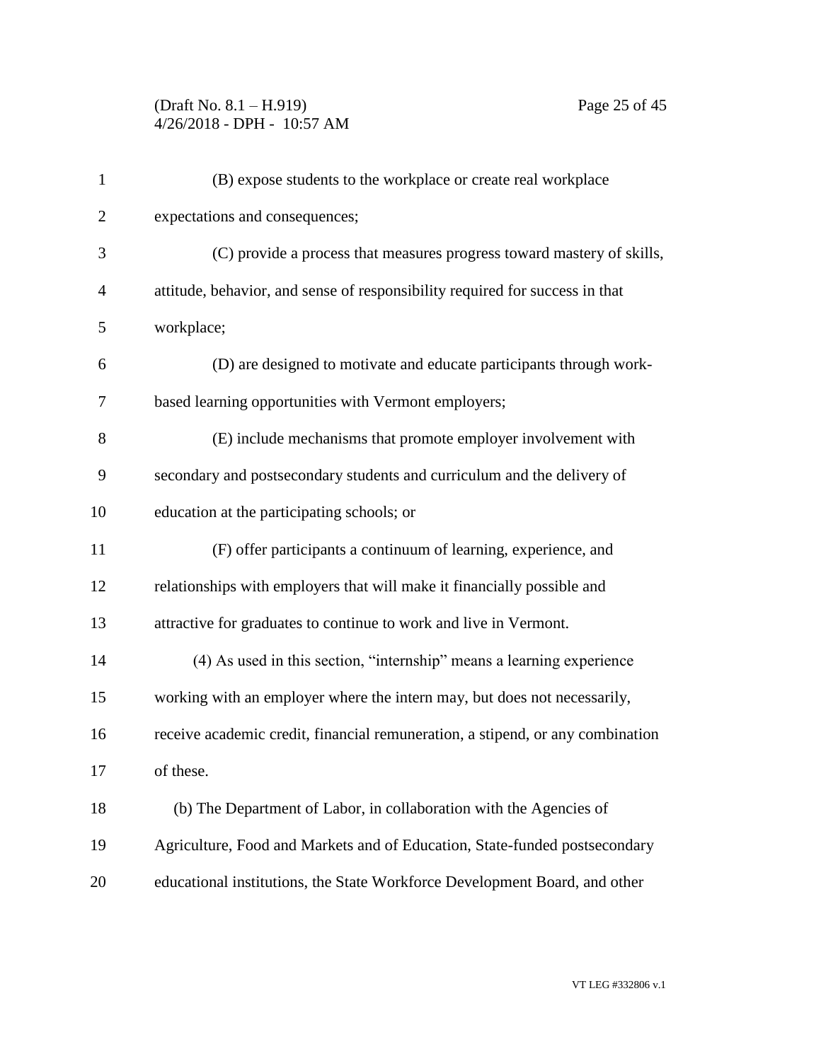(B) expose students to the workplace or create real workplace expectations and consequences;

(C) provide a process that measures progress toward mastery of skills, attitude, behavior, and sense of responsibility required for success in that workplace;

(D) are designed to motivate and educate participants through work-based learning opportunities with Vermont employers;

(E) include mechanisms that promote employer involvement with secondary and postsecondary students and curriculum and the delivery of education at the participating schools; or

(F) offer participants a continuum of learning, experience, and relationships with employers that will make it financially possible and attractive for graduates to continue to work and live in Vermont.

(4) As used in this section, "internship" means a learning experience working with an employer where the intern may, but does not necessarily, receive academic credit, financial remuneration, a stipend, or any combination of these.

(b) The Department of Labor, in collaboration with the Agencies of Agriculture, Food and Markets and of Education, State-funded postsecondary educational institutions, the State Workforce Development Board, and other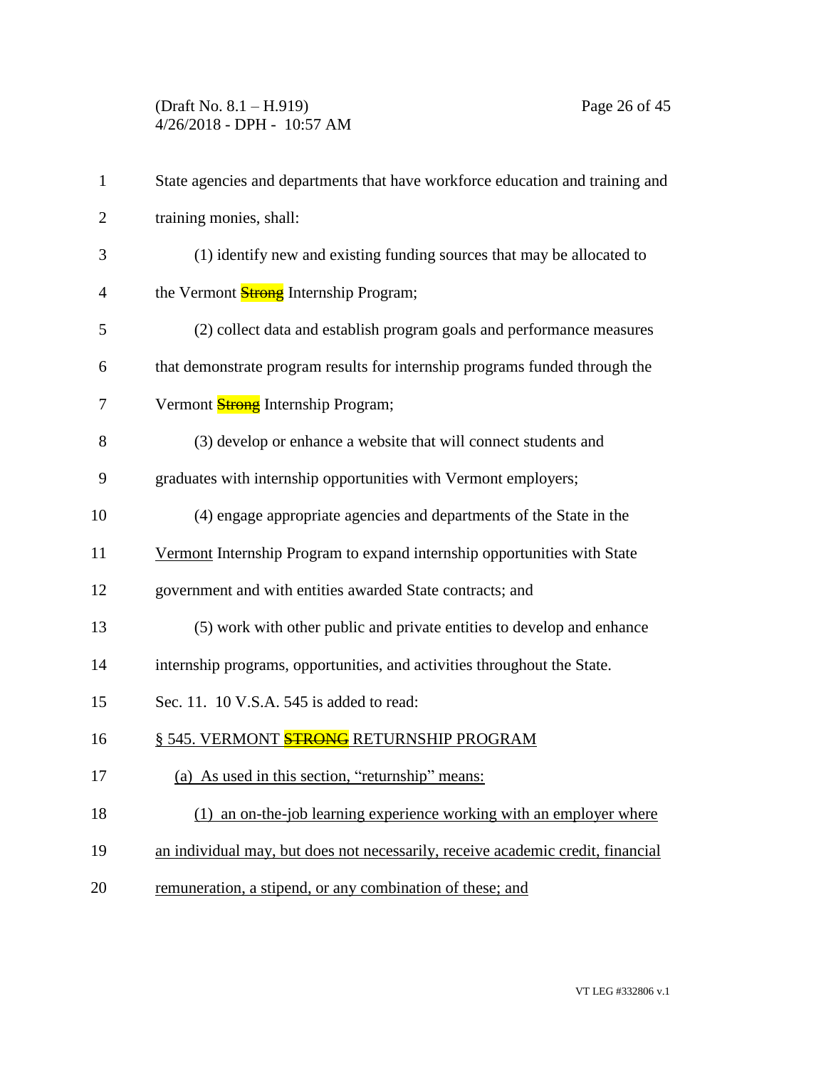State agencies and departments that have workforce education and training and training monies, shall:

(1) identify new and existing funding sources that may be allocated to the Vermont ~~Strong~~ Internship Program;

(2) collect data and establish program goals and performance measures that demonstrate program results for internship programs funded through the Vermont ~~Strong~~ Internship Program;

(3) develop or enhance a website that will connect students and graduates with internship opportunities with Vermont employers;

(4) engage appropriate agencies and departments of the State in the <u>Vermont</u> Internship Program to expand internship opportunities with State government and with entities awarded State contracts; and

(5) work with other public and private entities to develop and enhance internship programs, opportunities, and activities throughout the State.

Sec. 11. 10 V.S.A. 545 is added to read:

<u>§ 545. VERMONT ~~STRONG~~ RETURNSHIP PROGRAM</u>

<u>(a) As used in this section, "returnship" means:</u>

<u>(1) an on-the-job learning experience working with an employer where an individual may, but does not necessarily, receive academic credit, financial remuneration, a stipend, or any combination of these; and</u>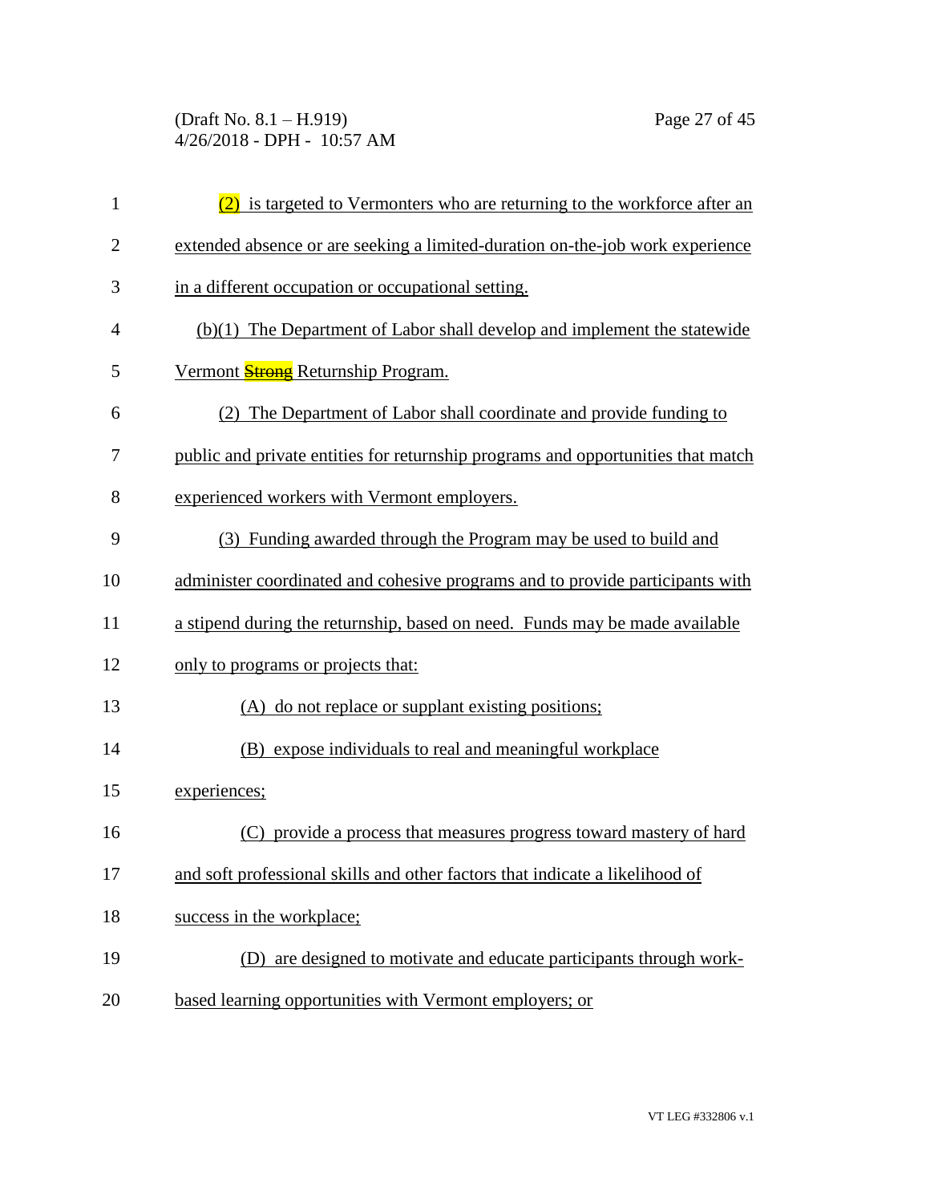(2) is targeted to Vermonters who are returning to the workforce after an extended absence or are seeking a limited-duration on-the-job work experience in a different occupation or occupational setting.

(b)(1) The Department of Labor shall develop and implement the statewide Vermont ~~Strong~~ Returnship Program.

(2) The Department of Labor shall coordinate and provide funding to public and private entities for returnship programs and opportunities that match experienced workers with Vermont employers.

(3) Funding awarded through the Program may be used to build and administer coordinated and cohesive programs and to provide participants with a stipend during the returnship, based on need. Funds may be made available only to programs or projects that:

(A) do not replace or supplant existing positions;

(B) expose individuals to real and meaningful workplace experiences;

(C) provide a process that measures progress toward mastery of hard and soft professional skills and other factors that indicate a likelihood of success in the workplace;

(D) are designed to motivate and educate participants through work-based learning opportunities with Vermont employers; or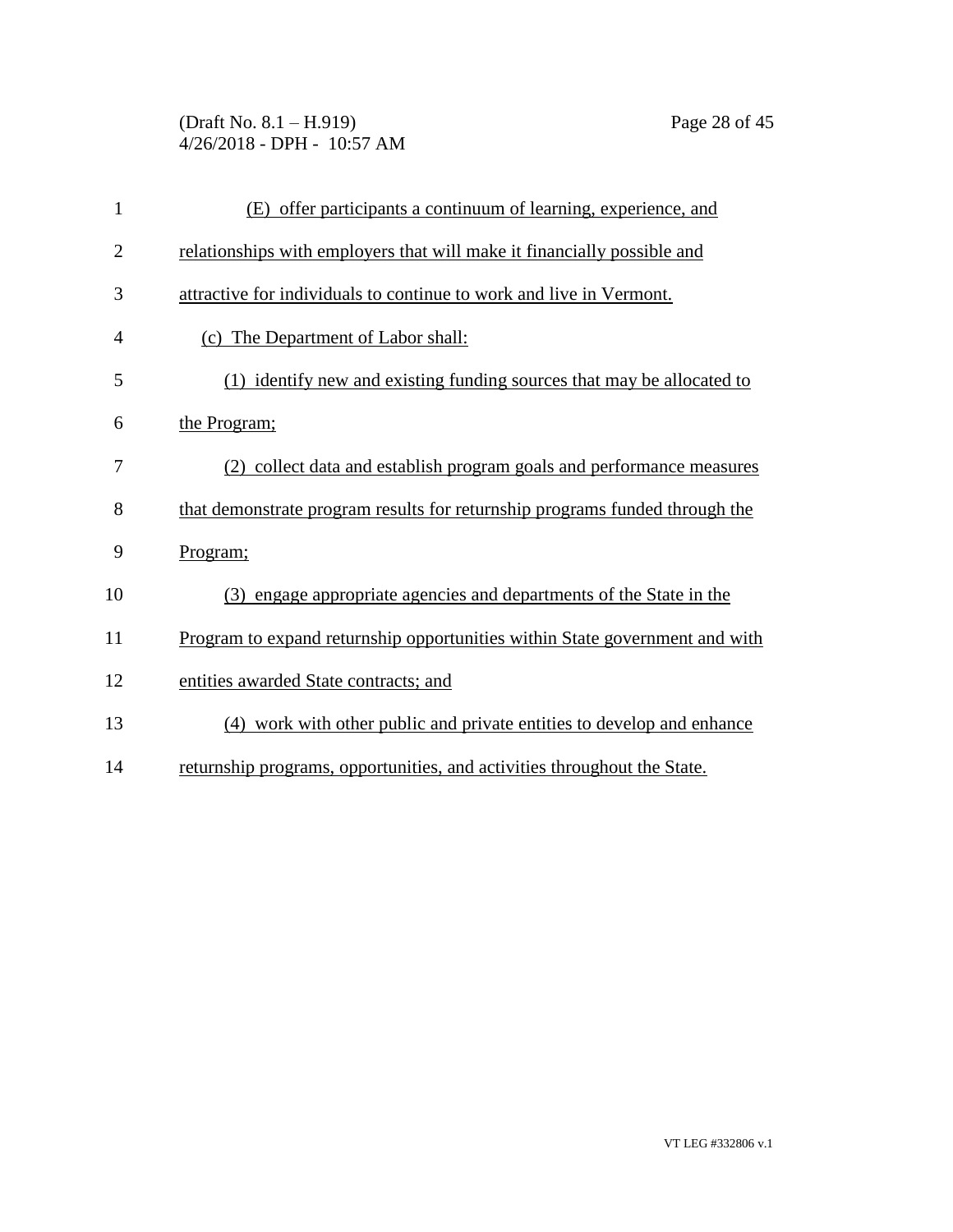(E) offer participants a continuum of learning, experience, and relationships with employers that will make it financially possible and attractive for individuals to continue to work and live in Vermont.

(c) The Department of Labor shall:

(1) identify new and existing funding sources that may be allocated to the Program;

(2) collect data and establish program goals and performance measures that demonstrate program results for returnship programs funded through the Program;

(3) engage appropriate agencies and departments of the State in the Program to expand returnship opportunities within State government and with entities awarded State contracts; and

(4) work with other public and private entities to develop and enhance returnship programs, opportunities, and activities throughout the State.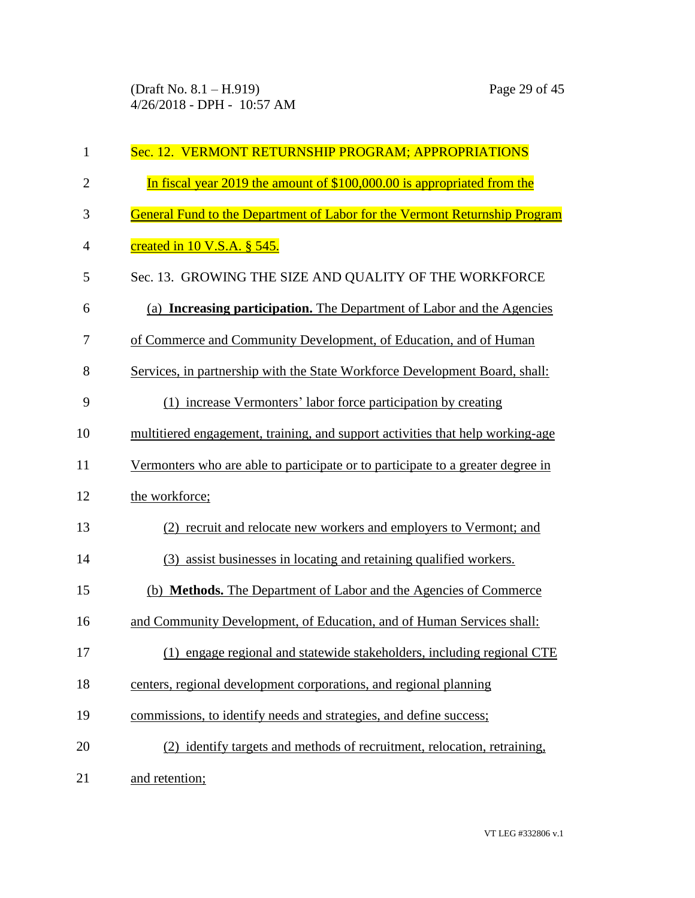Sec. 12. VERMONT RETURNSHIP PROGRAM; APPROPRIATIONS

In fiscal year 2019 the amount of $100,000.00 is appropriated from the General Fund to the Department of Labor for the Vermont Returnship Program created in 10 V.S.A. § 545.

Sec. 13. GROWING THE SIZE AND QUALITY OF THE WORKFORCE

(a) **Increasing participation.** The Department of Labor and the Agencies of Commerce and Community Development, of Education, and of Human Services, in partnership with the State Workforce Development Board, shall:

(1) increase Vermonters' labor force participation by creating multitiered engagement, training, and support activities that help working-age Vermonters who are able to participate or to participate to a greater degree in the workforce;

(2) recruit and relocate new workers and employers to Vermont; and

(3) assist businesses in locating and retaining qualified workers.

(b) **Methods.** The Department of Labor and the Agencies of Commerce and Community Development, of Education, and of Human Services shall:

(1) engage regional and statewide stakeholders, including regional CTE centers, regional development corporations, and regional planning commissions, to identify needs and strategies, and define success;

(2) identify targets and methods of recruitment, relocation, retraining, and retention;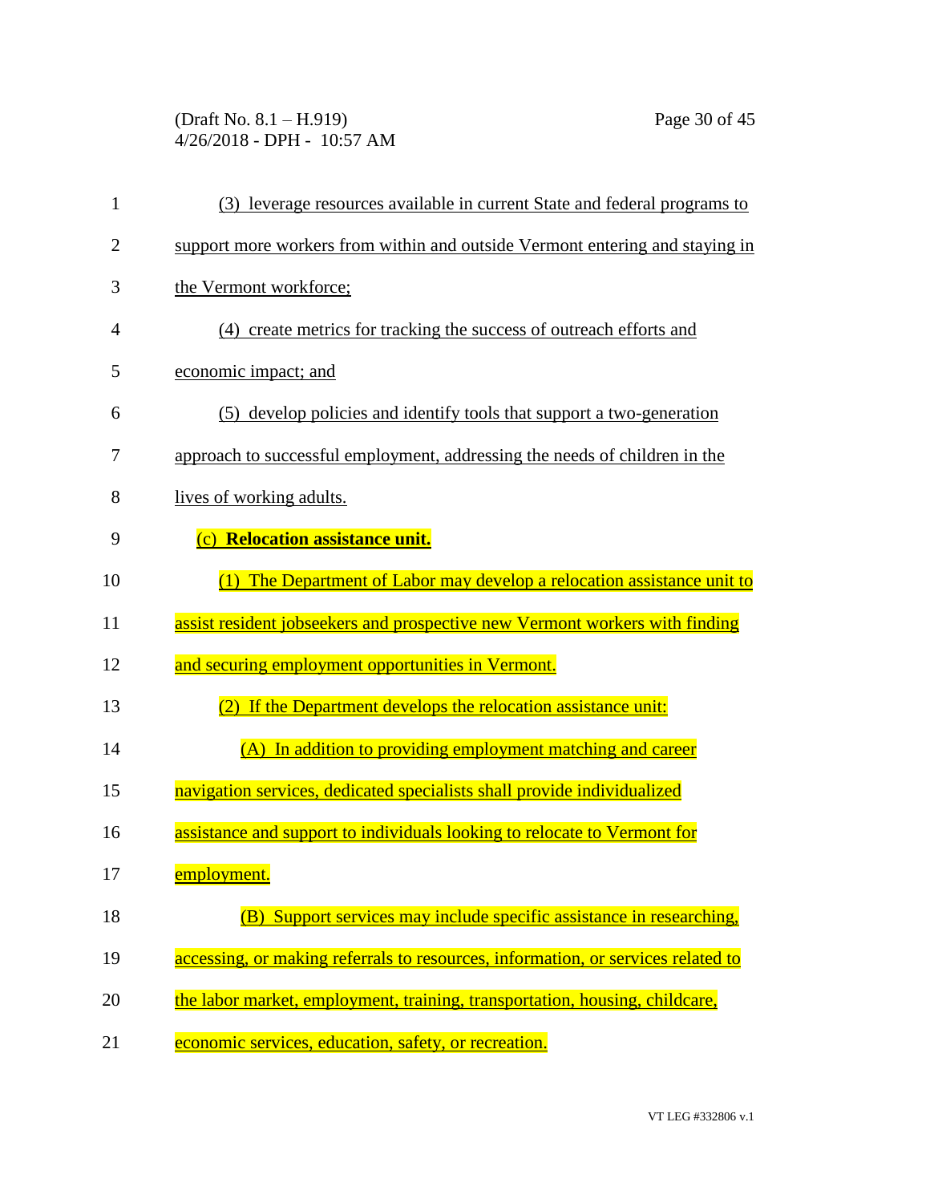(3) leverage resources available in current State and federal programs to support more workers from within and outside Vermont entering and staying in the Vermont workforce;

(4) create metrics for tracking the success of outreach efforts and economic impact; and

(5) develop policies and identify tools that support a two-generation approach to successful employment, addressing the needs of children in the lives of working adults.

(c) **Relocation assistance unit.**

(1) The Department of Labor may develop a relocation assistance unit to assist resident jobseekers and prospective new Vermont workers with finding and securing employment opportunities in Vermont.

(2) If the Department develops the relocation assistance unit:

(A) In addition to providing employment matching and career navigation services, dedicated specialists shall provide individualized assistance and support to individuals looking to relocate to Vermont for employment.

(B) Support services may include specific assistance in researching, accessing, or making referrals to resources, information, or services related to the labor market, employment, training, transportation, housing, childcare, economic services, education, safety, or recreation.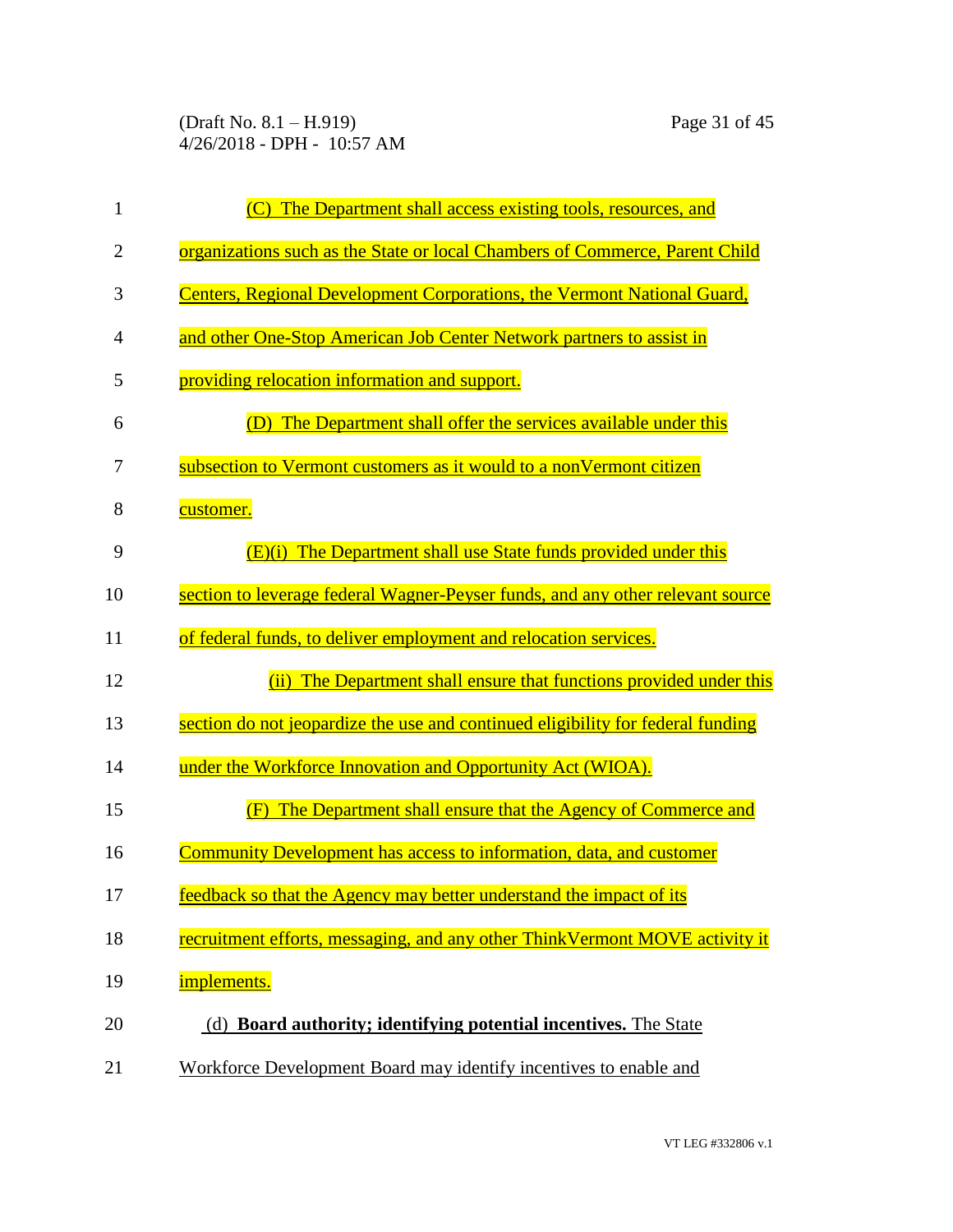(C) The Department shall access existing tools, resources, and organizations such as the State or local Chambers of Commerce, Parent Child Centers, Regional Development Corporations, the Vermont National Guard, and other One-Stop American Job Center Network partners to assist in providing relocation information and support.

(D) The Department shall offer the services available under this subsection to Vermont customers as it would to a nonVermont citizen customer.

(E)(i) The Department shall use State funds provided under this section to leverage federal Wagner-Peyser funds, and any other relevant source of federal funds, to deliver employment and relocation services.

(ii) The Department shall ensure that functions provided under this section do not jeopardize the use and continued eligibility for federal funding under the Workforce Innovation and Opportunity Act (WIOA).

(F) The Department shall ensure that the Agency of Commerce and Community Development has access to information, data, and customer feedback so that the Agency may better understand the impact of its recruitment efforts, messaging, and any other ThinkVermont MOVE activity it implements.

(d) **Board authority; identifying potential incentives.** The State Workforce Development Board may identify incentives to enable and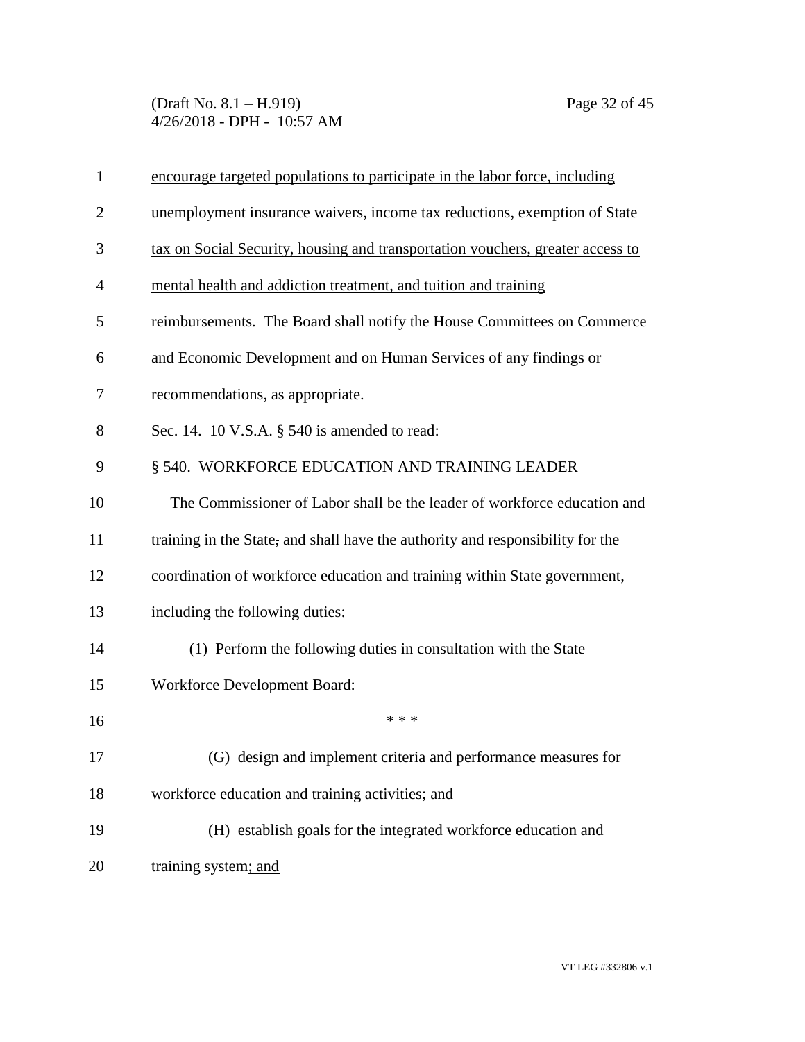encourage targeted populations to participate in the labor force, including unemployment insurance waivers, income tax reductions, exemption of State tax on Social Security, housing and transportation vouchers, greater access to mental health and addiction treatment, and tuition and training reimbursements. The Board shall notify the House Committees on Commerce and Economic Development and on Human Services of any findings or recommendations, as appropriate.

Sec. 14. 10 V.S.A. § 540 is amended to read:

§ 540. WORKFORCE EDUCATION AND TRAINING LEADER

The Commissioner of Labor shall be the leader of workforce education and training in the State, and shall have the authority and responsibility for the coordination of workforce education and training within State government, including the following duties:

(1) Perform the following duties in consultation with the State Workforce Development Board:

\* \* \*

(G) design and implement criteria and performance measures for workforce education and training activities; ~~and~~

(H) establish goals for the integrated workforce education and training system; and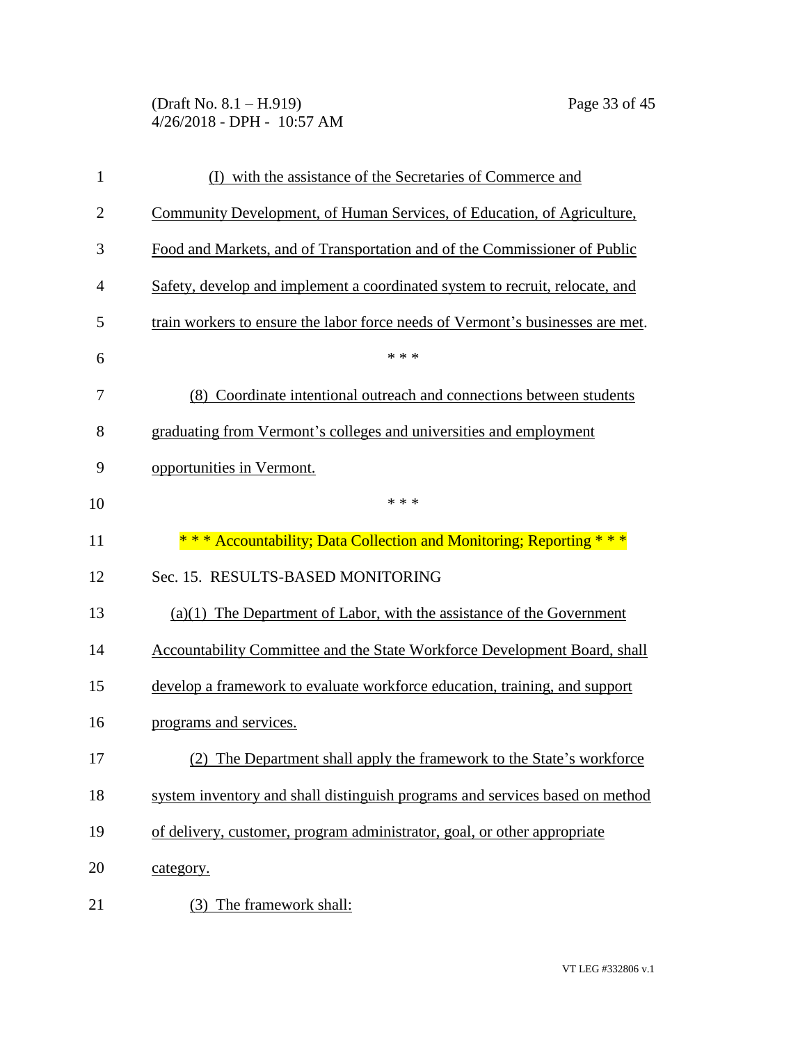(I) with the assistance of the Secretaries of Commerce and Community Development, of Human Services, of Education, of Agriculture, Food and Markets, and of Transportation and of the Commissioner of Public Safety, develop and implement a coordinated system to recruit, relocate, and train workers to ensure the labor force needs of Vermont's businesses are met.

* * *

(8) Coordinate intentional outreach and connections between students graduating from Vermont's colleges and universities and employment opportunities in Vermont.

* * *

* * * Accountability; Data Collection and Monitoring; Reporting * * *

Sec. 15. RESULTS-BASED MONITORING

(a)(1) The Department of Labor, with the assistance of the Government Accountability Committee and the State Workforce Development Board, shall develop a framework to evaluate workforce education, training, and support programs and services.

(2) The Department shall apply the framework to the State's workforce system inventory and shall distinguish programs and services based on method of delivery, customer, program administrator, goal, or other appropriate category.

(3) The framework shall: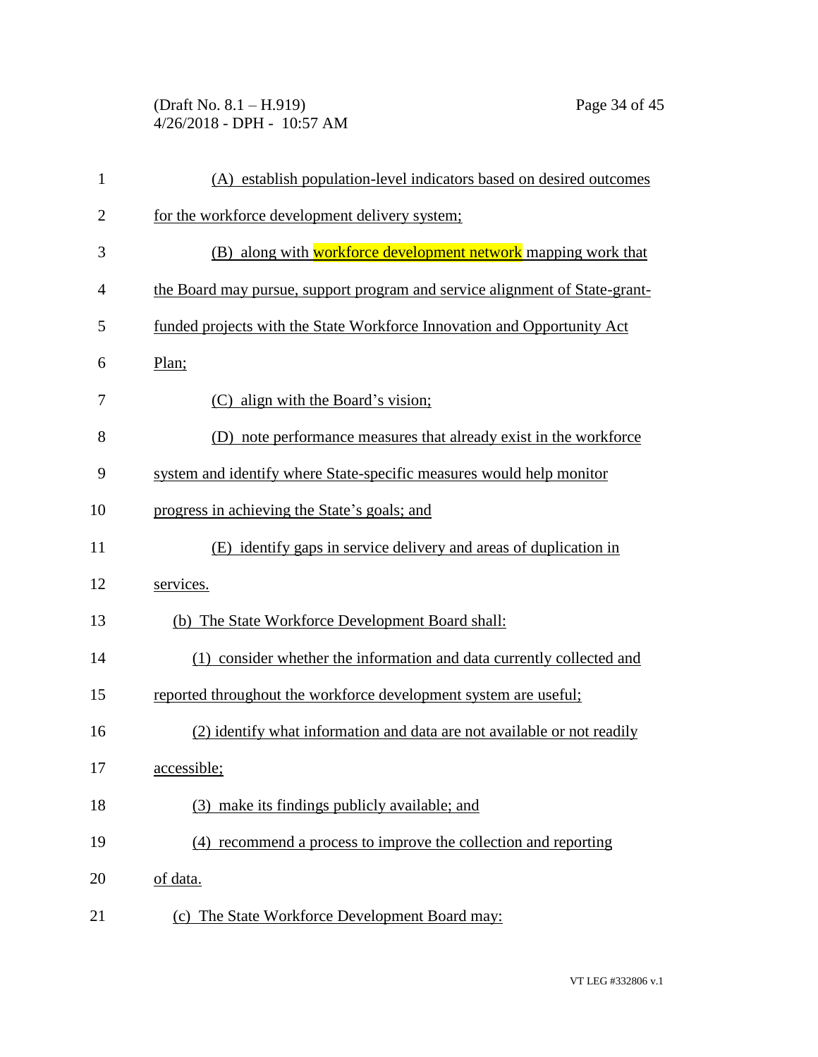(A) establish population-level indicators based on desired outcomes for the workforce development delivery system;

(B) along with workforce development network mapping work that the Board may pursue, support program and service alignment of State-grant-funded projects with the State Workforce Innovation and Opportunity Act Plan;

(C) align with the Board's vision;

(D) note performance measures that already exist in the workforce system and identify where State-specific measures would help monitor progress in achieving the State's goals; and

(E) identify gaps in service delivery and areas of duplication in services.

(b) The State Workforce Development Board shall:

(1) consider whether the information and data currently collected and reported throughout the workforce development system are useful;

(2) identify what information and data are not available or not readily accessible;

(3) make its findings publicly available; and

(4) recommend a process to improve the collection and reporting of data.

(c) The State Workforce Development Board may: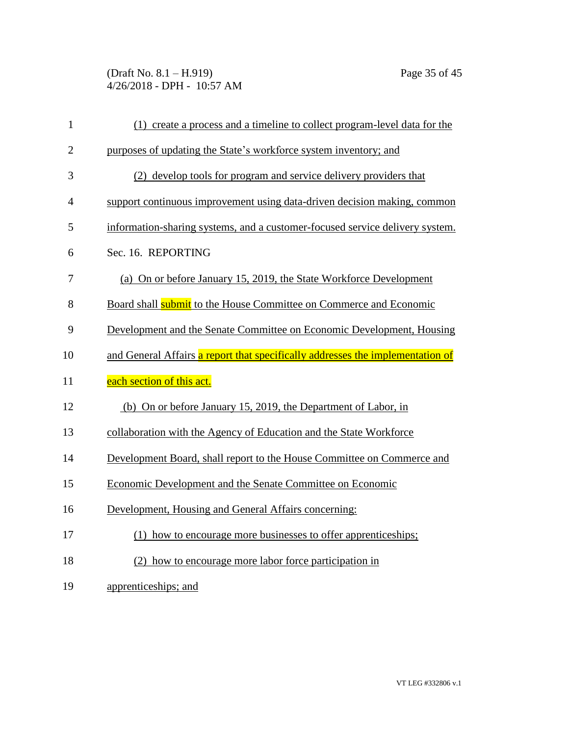(1) create a process and a timeline to collect program-level data for the purposes of updating the State's workforce system inventory; and

(2) develop tools for program and service delivery providers that support continuous improvement using data-driven decision making, common information-sharing systems, and a customer-focused service delivery system.

Sec. 16. REPORTING

(a) On or before January 15, 2019, the State Workforce Development Board shall submit to the House Committee on Commerce and Economic Development and the Senate Committee on Economic Development, Housing and General Affairs a report that specifically addresses the implementation of each section of this act.

(b) On or before January 15, 2019, the Department of Labor, in collaboration with the Agency of Education and the State Workforce Development Board, shall report to the House Committee on Commerce and Economic Development and the Senate Committee on Economic Development, Housing and General Affairs concerning:

(1) how to encourage more businesses to offer apprenticeships;

(2) how to encourage more labor force participation in apprenticeships; and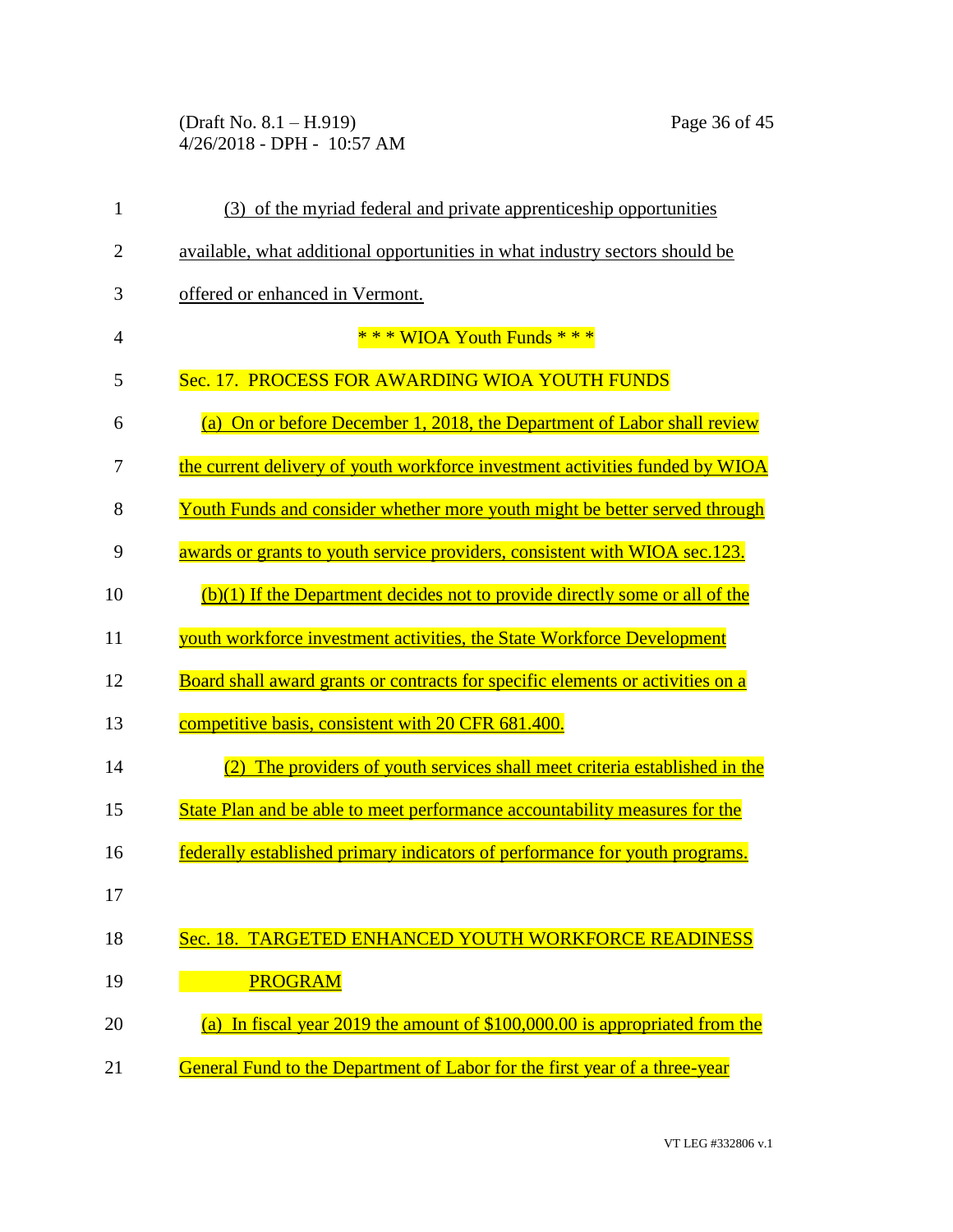(3) of the myriad federal and private apprenticeship opportunities available, what additional opportunities in what industry sectors should be offered or enhanced in Vermont.

\* \* \* WIOA Youth Funds \* \* \*

Sec. 17. PROCESS FOR AWARDING WIOA YOUTH FUNDS

(a) On or before December 1, 2018, the Department of Labor shall review the current delivery of youth workforce investment activities funded by WIOA Youth Funds and consider whether more youth might be better served through awards or grants to youth service providers, consistent with WIOA sec.123.

(b)(1) If the Department decides not to provide directly some or all of the youth workforce investment activities, the State Workforce Development Board shall award grants or contracts for specific elements or activities on a competitive basis, consistent with 20 CFR 681.400.

(2) The providers of youth services shall meet criteria established in the State Plan and be able to meet performance accountability measures for the federally established primary indicators of performance for youth programs.

Sec. 18. TARGETED ENHANCED YOUTH WORKFORCE READINESS PROGRAM

(a) In fiscal year 2019 the amount of $100,000.00 is appropriated from the General Fund to the Department of Labor for the first year of a three-year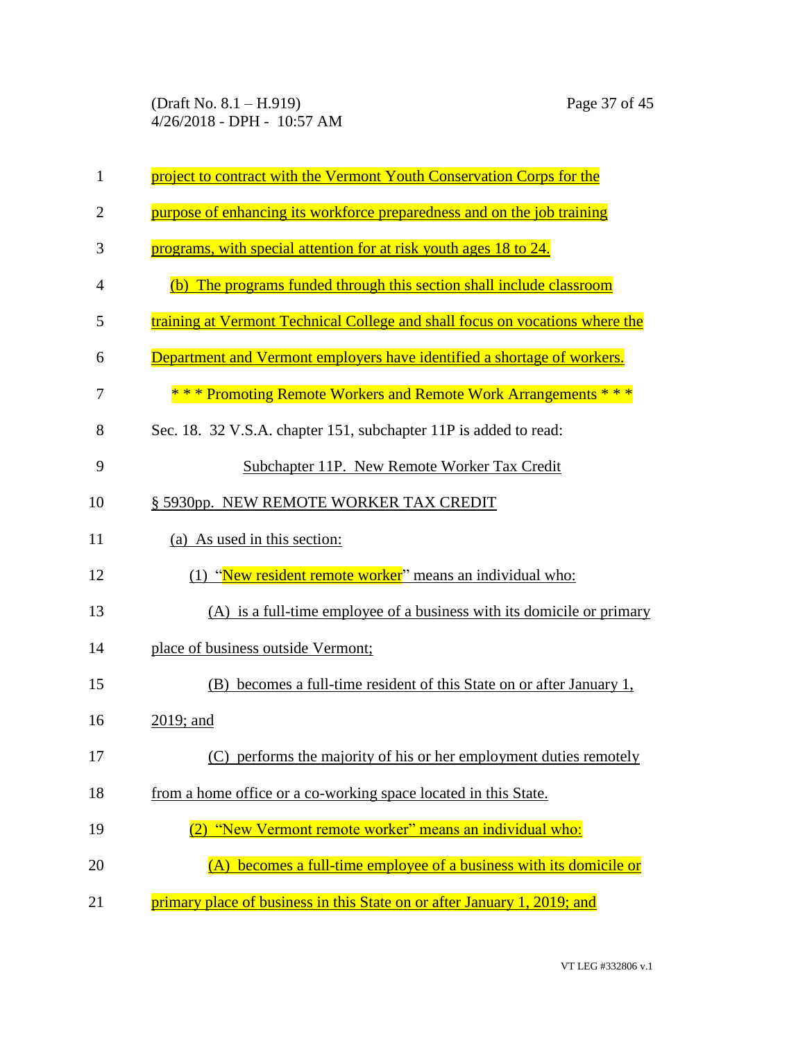project to contract with the Vermont Youth Conservation Corps for the purpose of enhancing its workforce preparedness and on the job training programs, with special attention for at risk youth ages 18 to 24.

(b) The programs funded through this section shall include classroom training at Vermont Technical College and shall focus on vocations where the Department and Vermont employers have identified a shortage of workers.

\* \* \* Promoting Remote Workers and Remote Work Arrangements \* \* \*

Sec. 18. 32 V.S.A. chapter 151, subchapter 11P is added to read:

Subchapter 11P. New Remote Worker Tax Credit

§ 5930pp. NEW REMOTE WORKER TAX CREDIT

(a) As used in this section:

(1) "New resident remote worker" means an individual who:

(A) is a full-time employee of a business with its domicile or primary place of business outside Vermont;

(B) becomes a full-time resident of this State on or after January 1, 2019; and

(C) performs the majority of his or her employment duties remotely from a home office or a co-working space located in this State.

(2) "New Vermont remote worker" means an individual who:

(A) becomes a full-time employee of a business with its domicile or primary place of business in this State on or after January 1, 2019; and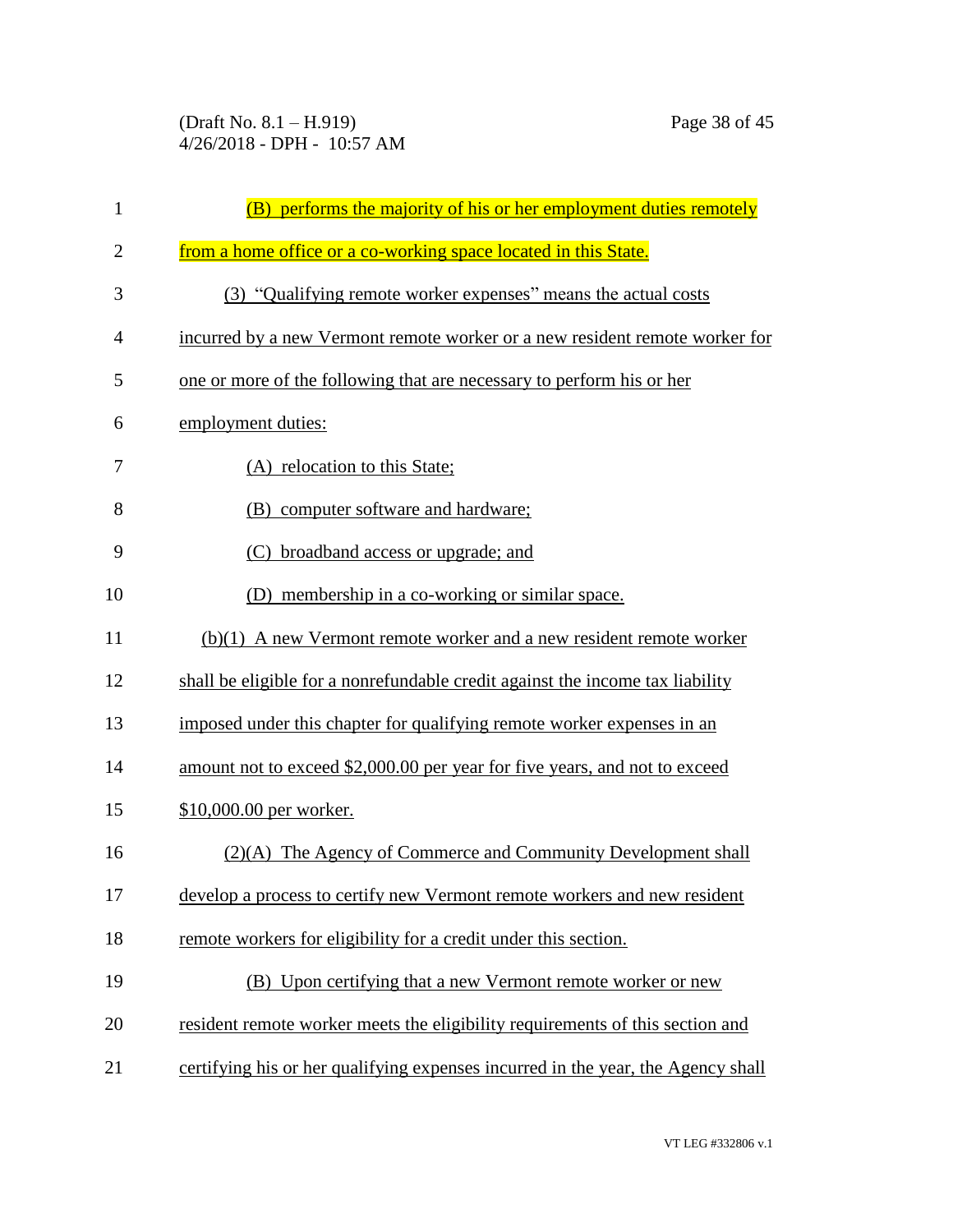(B) performs the majority of his or her employment duties remotely from a home office or a co-working space located in this State.

(3) "Qualifying remote worker expenses" means the actual costs incurred by a new Vermont remote worker or a new resident remote worker for one or more of the following that are necessary to perform his or her employment duties:

(A) relocation to this State;

(B) computer software and hardware;

(C) broadband access or upgrade; and

(D) membership in a co-working or similar space.

(b)(1) A new Vermont remote worker and a new resident remote worker shall be eligible for a nonrefundable credit against the income tax liability imposed under this chapter for qualifying remote worker expenses in an amount not to exceed $2,000.00 per year for five years, and not to exceed $10,000.00 per worker.

(2)(A) The Agency of Commerce and Community Development shall develop a process to certify new Vermont remote workers and new resident remote workers for eligibility for a credit under this section.

(B) Upon certifying that a new Vermont remote worker or new resident remote worker meets the eligibility requirements of this section and certifying his or her qualifying expenses incurred in the year, the Agency shall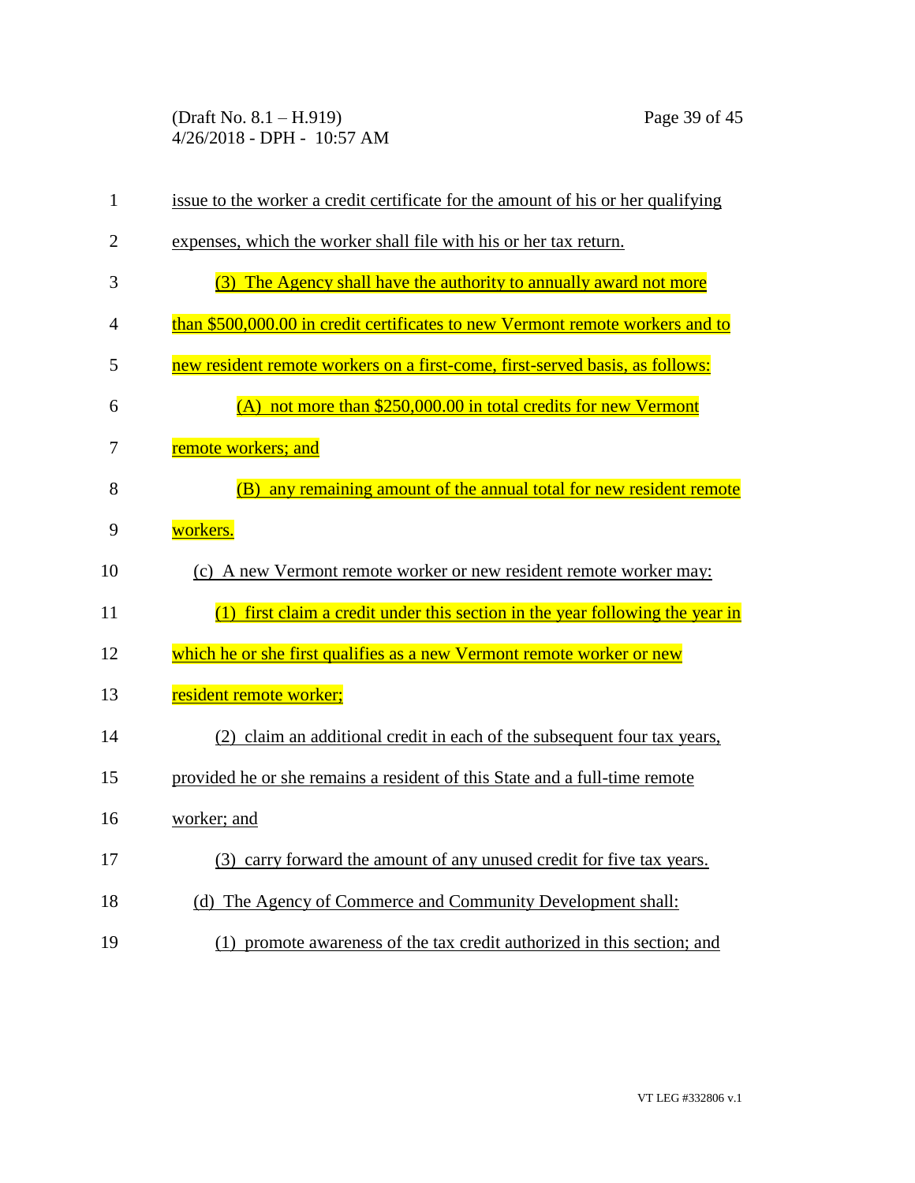issue to the worker a credit certificate for the amount of his or her qualifying expenses, which the worker shall file with his or her tax return.

(3) The Agency shall have the authority to annually award not more than $500,000.00 in credit certificates to new Vermont remote workers and to new resident remote workers on a first-come, first-served basis, as follows:

(A) not more than $250,000.00 in total credits for new Vermont remote workers; and

(B) any remaining amount of the annual total for new resident remote workers.

(c) A new Vermont remote worker or new resident remote worker may:

(1) first claim a credit under this section in the year following the year in which he or she first qualifies as a new Vermont remote worker or new resident remote worker;

(2) claim an additional credit in each of the subsequent four tax years, provided he or she remains a resident of this State and a full-time remote worker; and

(3) carry forward the amount of any unused credit for five tax years.

(d) The Agency of Commerce and Community Development shall:

(1) promote awareness of the tax credit authorized in this section; and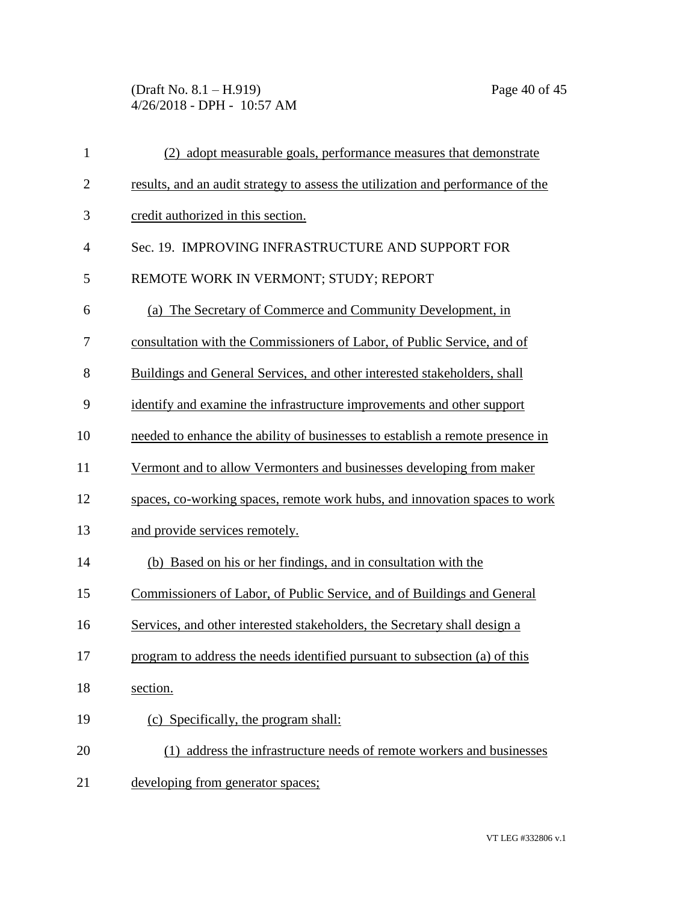(2) adopt measurable goals, performance measures that demonstrate results, and an audit strategy to assess the utilization and performance of the credit authorized in this section.

Sec. 19. IMPROVING INFRASTRUCTURE AND SUPPORT FOR REMOTE WORK IN VERMONT; STUDY; REPORT

(a) The Secretary of Commerce and Community Development, in consultation with the Commissioners of Labor, of Public Service, and of Buildings and General Services, and other interested stakeholders, shall identify and examine the infrastructure improvements and other support needed to enhance the ability of businesses to establish a remote presence in Vermont and to allow Vermonters and businesses developing from maker spaces, co-working spaces, remote work hubs, and innovation spaces to work and provide services remotely.

(b) Based on his or her findings, and in consultation with the Commissioners of Labor, of Public Service, and of Buildings and General Services, and other interested stakeholders, the Secretary shall design a program to address the needs identified pursuant to subsection (a) of this section.

(c) Specifically, the program shall:

(1) address the infrastructure needs of remote workers and businesses developing from generator spaces;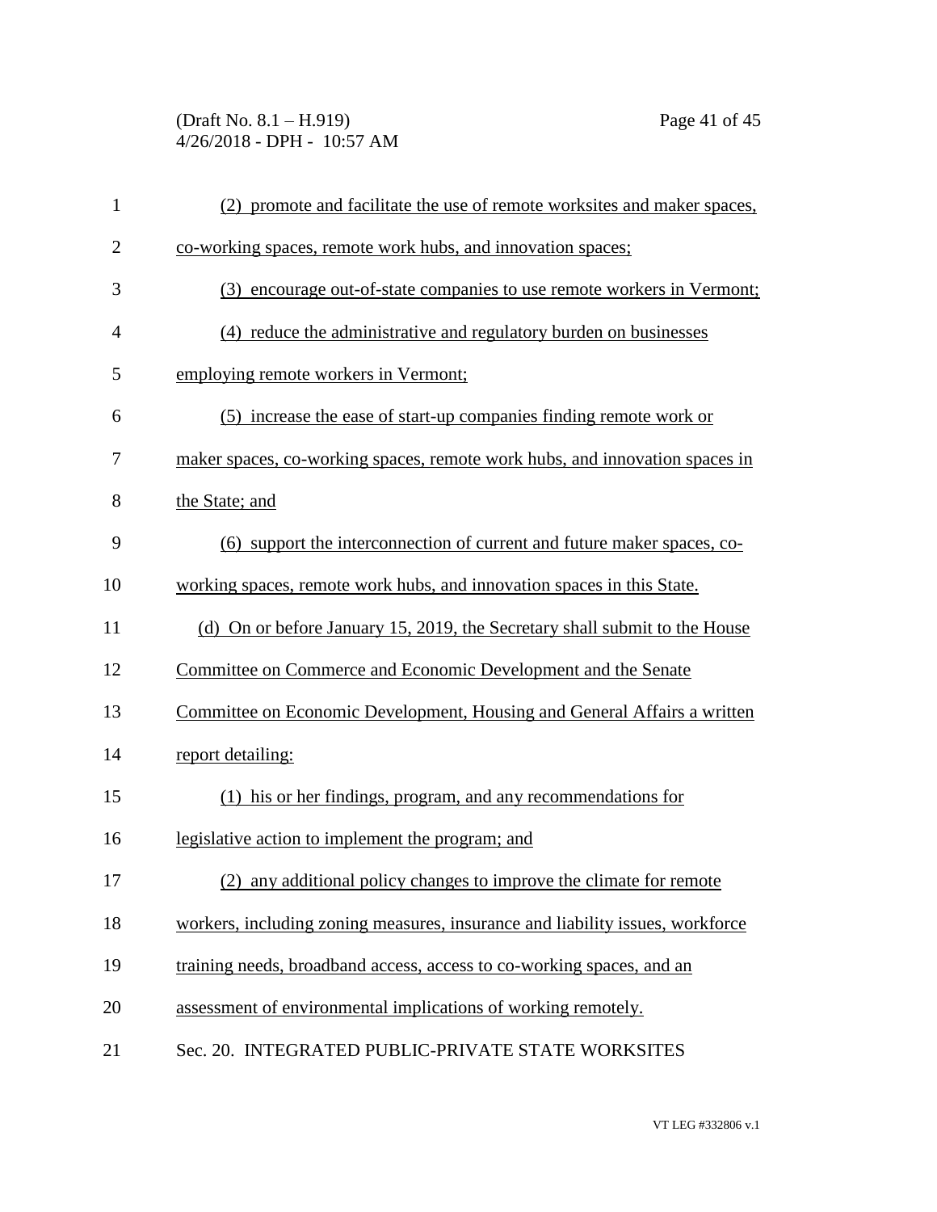(2) promote and facilitate the use of remote worksites and maker spaces, co-working spaces, remote work hubs, and innovation spaces;

(3) encourage out-of-state companies to use remote workers in Vermont;

(4) reduce the administrative and regulatory burden on businesses employing remote workers in Vermont;

(5) increase the ease of start-up companies finding remote work or maker spaces, co-working spaces, remote work hubs, and innovation spaces in the State; and

(6) support the interconnection of current and future maker spaces, co-working spaces, remote work hubs, and innovation spaces in this State.

(d) On or before January 15, 2019, the Secretary shall submit to the House Committee on Commerce and Economic Development and the Senate Committee on Economic Development, Housing and General Affairs a written report detailing:

(1) his or her findings, program, and any recommendations for legislative action to implement the program; and

(2) any additional policy changes to improve the climate for remote workers, including zoning measures, insurance and liability issues, workforce training needs, broadband access, access to co-working spaces, and an assessment of environmental implications of working remotely.

Sec. 20. INTEGRATED PUBLIC-PRIVATE STATE WORKSITES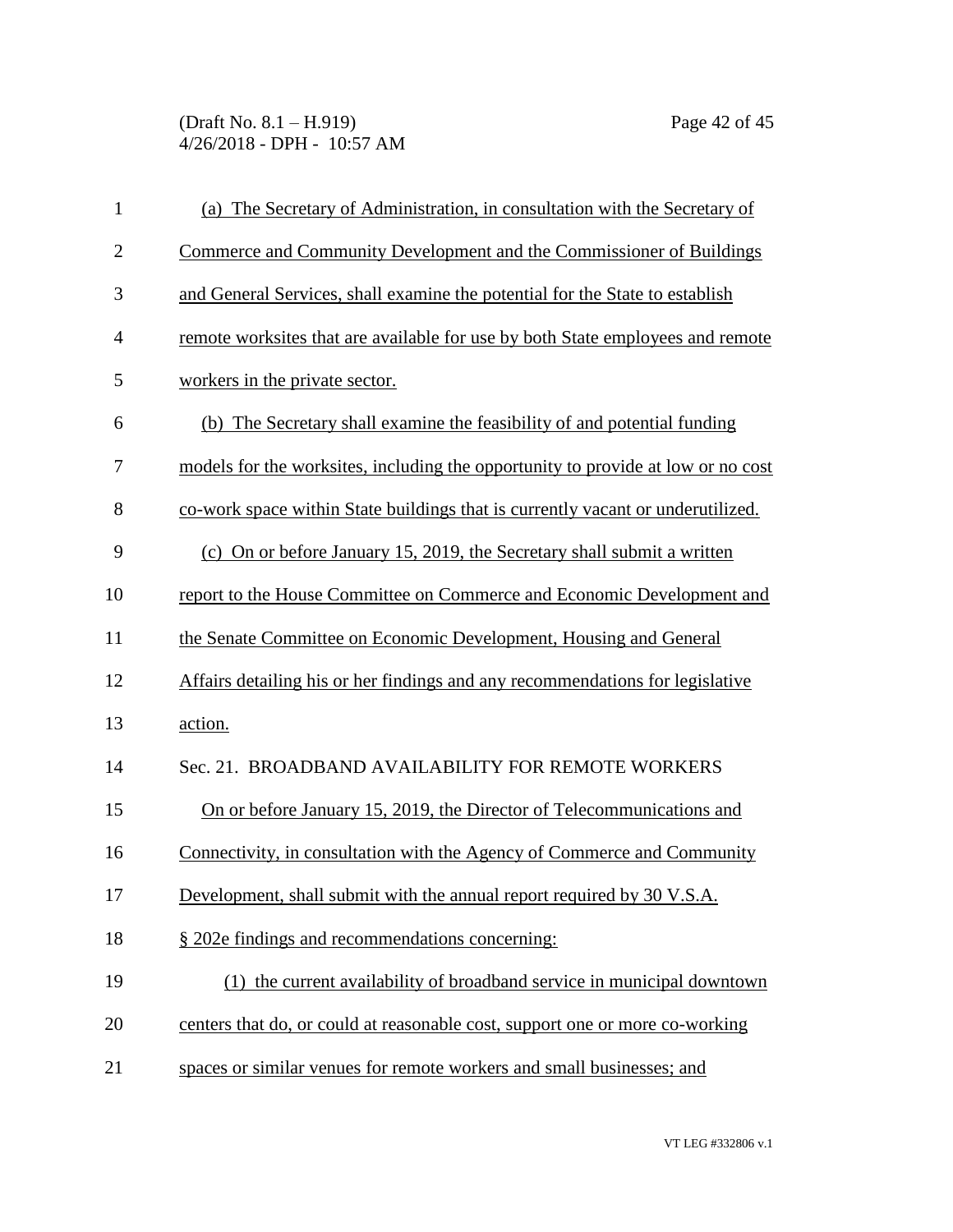(a) The Secretary of Administration, in consultation with the Secretary of Commerce and Community Development and the Commissioner of Buildings and General Services, shall examine the potential for the State to establish remote worksites that are available for use by both State employees and remote workers in the private sector.

(b) The Secretary shall examine the feasibility of and potential funding models for the worksites, including the opportunity to provide at low or no cost co-work space within State buildings that is currently vacant or underutilized.

(c) On or before January 15, 2019, the Secretary shall submit a written report to the House Committee on Commerce and Economic Development and the Senate Committee on Economic Development, Housing and General Affairs detailing his or her findings and any recommendations for legislative action.

Sec. 21. BROADBAND AVAILABILITY FOR REMOTE WORKERS

On or before January 15, 2019, the Director of Telecommunications and Connectivity, in consultation with the Agency of Commerce and Community Development, shall submit with the annual report required by 30 V.S.A. § 202e findings and recommendations concerning:

(1) the current availability of broadband service in municipal downtown centers that do, or could at reasonable cost, support one or more co-working spaces or similar venues for remote workers and small businesses; and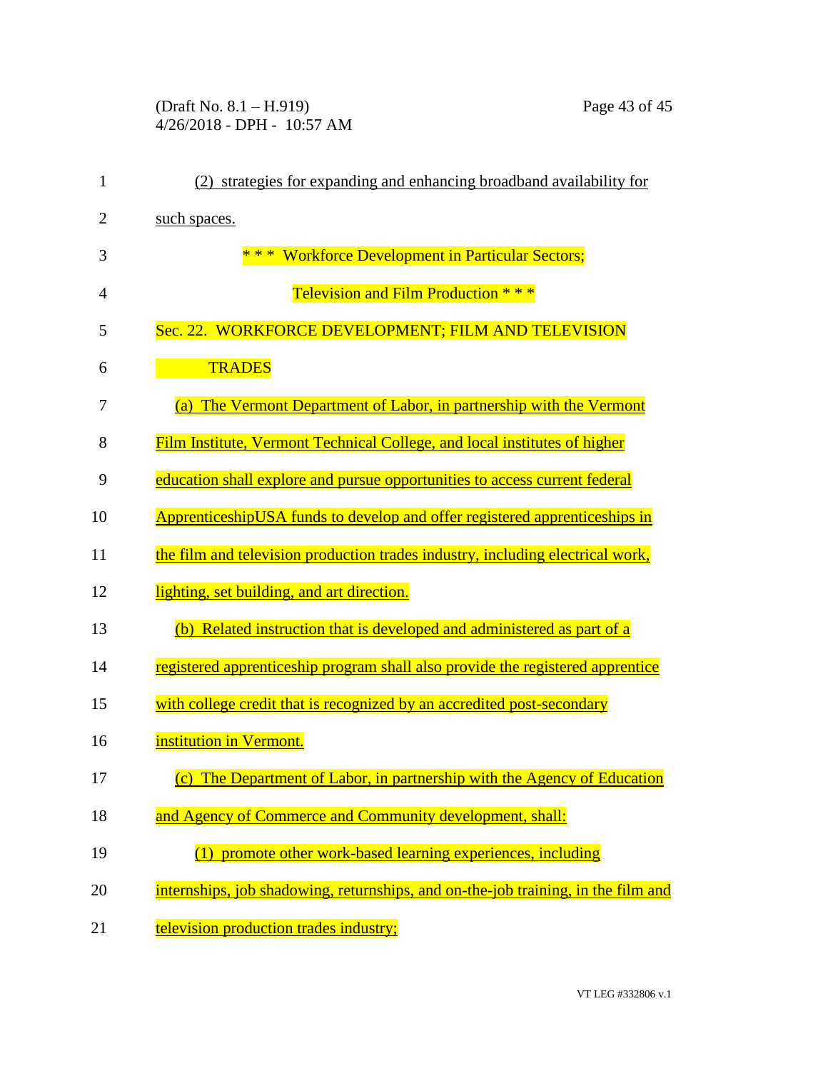(2) strategies for expanding and enhancing broadband availability for such spaces.

\* \* \* Workforce Development in Particular Sectors;
Television and Film Production \* \* \*

Sec. 22. WORKFORCE DEVELOPMENT; FILM AND TELEVISION TRADES

(a) The Vermont Department of Labor, in partnership with the Vermont Film Institute, Vermont Technical College, and local institutes of higher education shall explore and pursue opportunities to access current federal ApprenticeshipUSA funds to develop and offer registered apprenticeships in the film and television production trades industry, including electrical work, lighting, set building, and art direction.

(b) Related instruction that is developed and administered as part of a registered apprenticeship program shall also provide the registered apprentice with college credit that is recognized by an accredited post-secondary institution in Vermont.

(c) The Department of Labor, in partnership with the Agency of Education and Agency of Commerce and Community development, shall:

(1) promote other work-based learning experiences, including internships, job shadowing, returnships, and on-the-job training, in the film and television production trades industry;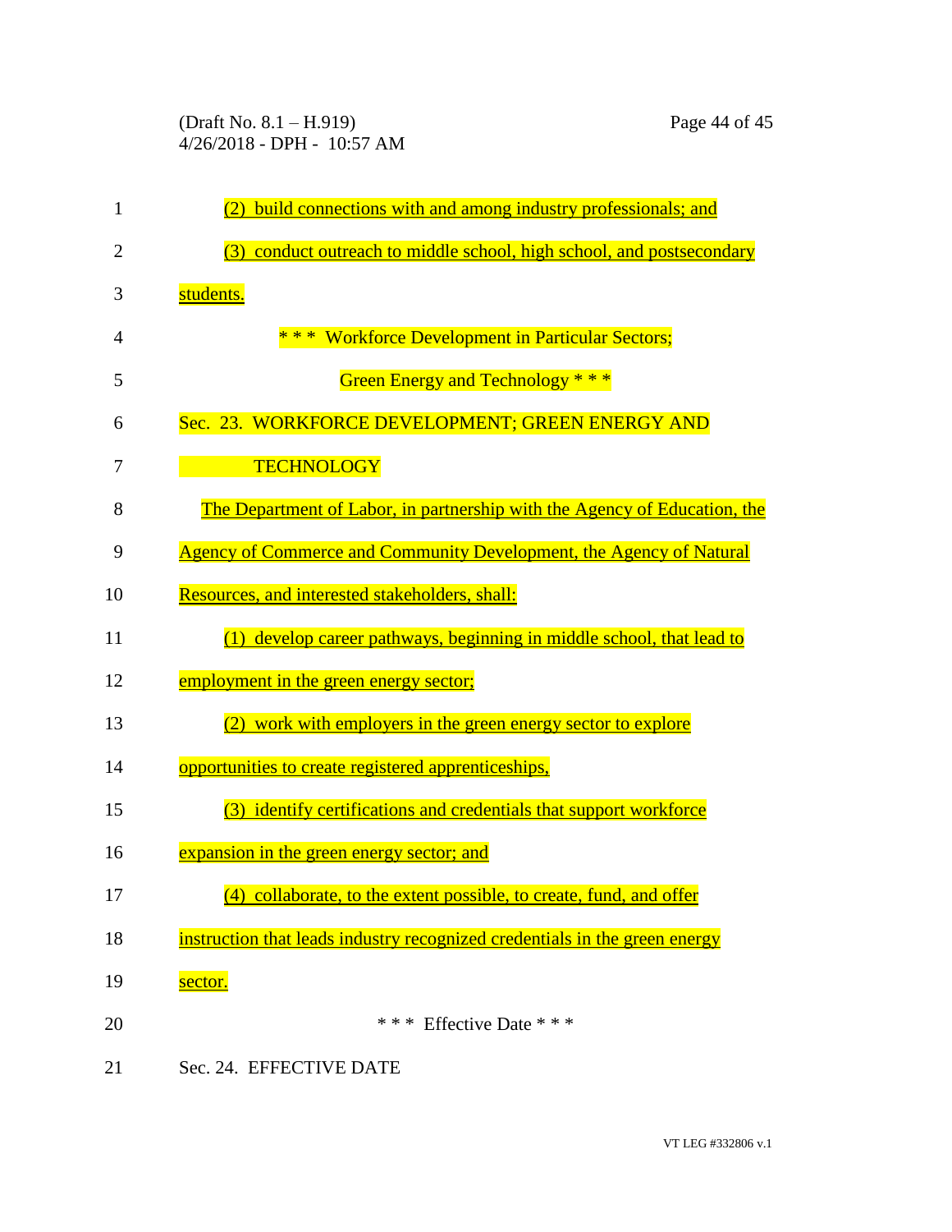(2) build connections with and among industry professionals; and

(3) conduct outreach to middle school, high school, and postsecondary students.

\* \* \* Workforce Development in Particular Sectors;
Green Energy and Technology \* \* \*

Sec. 23. WORKFORCE DEVELOPMENT; GREEN ENERGY AND TECHNOLOGY

The Department of Labor, in partnership with the Agency of Education, the Agency of Commerce and Community Development, the Agency of Natural Resources, and interested stakeholders, shall:

(1) develop career pathways, beginning in middle school, that lead to employment in the green energy sector;

(2) work with employers in the green energy sector to explore opportunities to create registered apprenticeships,

(3) identify certifications and credentials that support workforce expansion in the green energy sector; and

(4) collaborate, to the extent possible, to create, fund, and offer instruction that leads industry recognized credentials in the green energy sector.

\* \* \* Effective Date \* \* \*

Sec. 24. EFFECTIVE DATE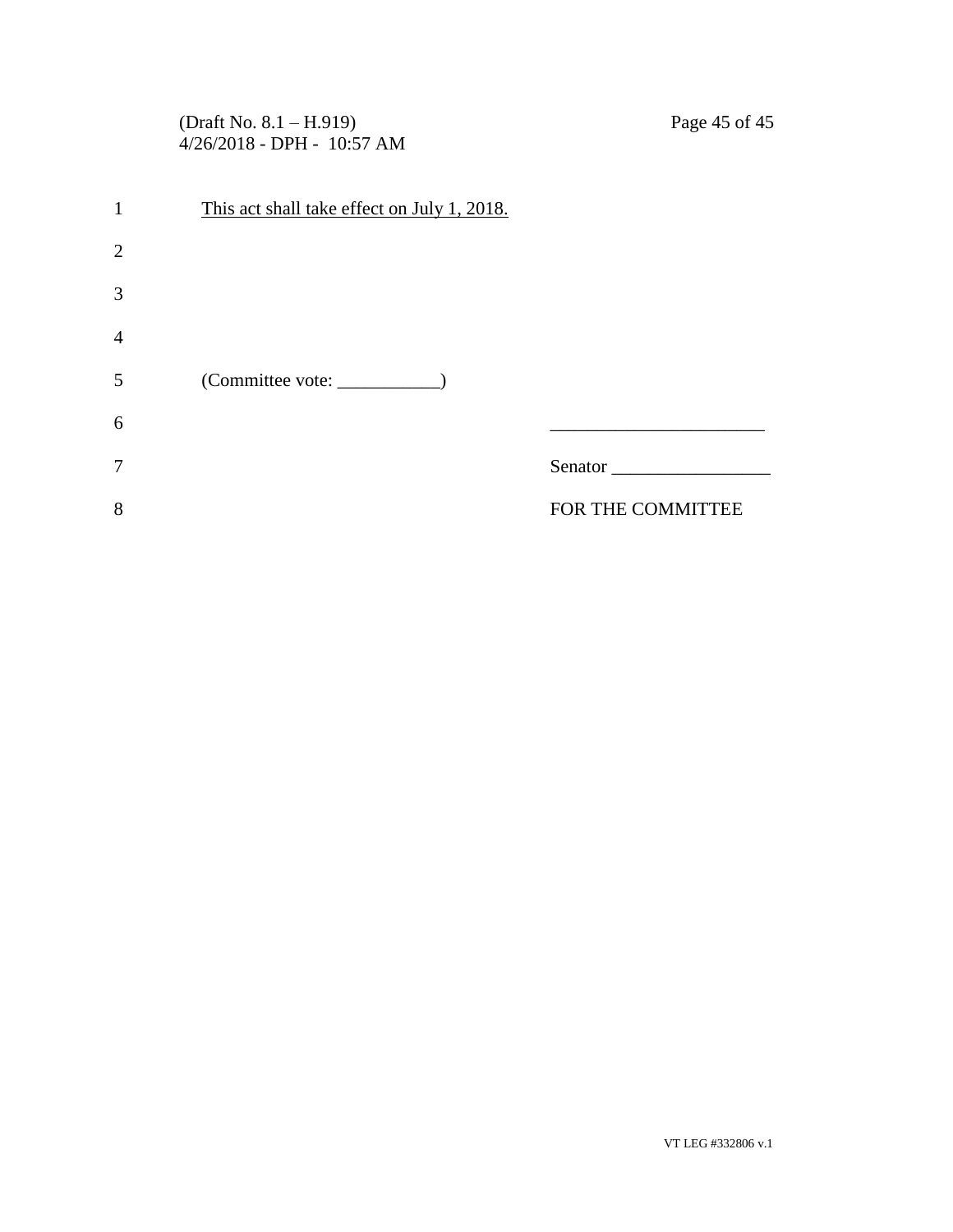<u>This act shall take effect on July 1, 2018.</u>

(Committee vote: ___________)

_______________________

Senator _________________

FOR THE COMMITTEE